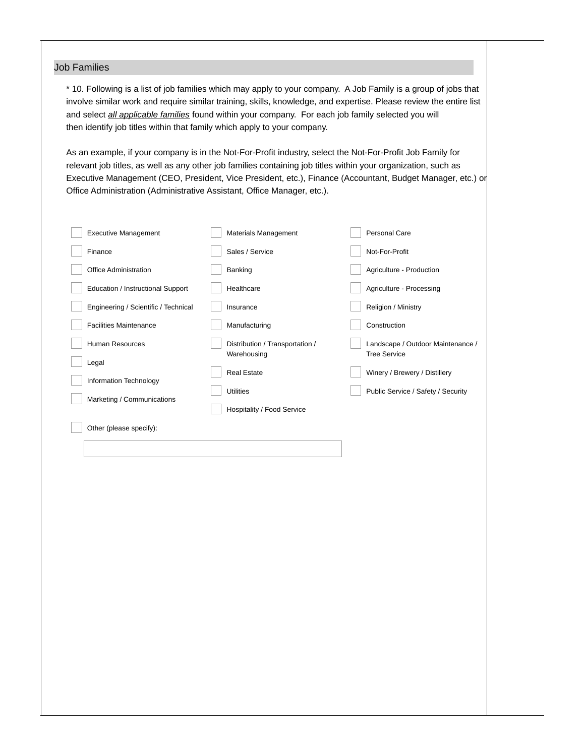## Job Families

* 10. Following is a list of job families which may apply to your company. A Job Family is a group of jobs that involve similar work and require similar training, skills, knowledge, and expertise. Please review the entire list and select <u>*all applicable families*</u> found within your company. For each job family selected you will then identify job titles within that family which apply to your company.

As an example, if your company is in the Not-For-Profit industry, select the Not-For-Profit Job Family for relevant job titles, as well as any other job families containing job titles within your organization, such as Executive Management (CEO, President, Vice President, etc.), Finance (Accountant, Budget Manager, etc.) or Office Administration (Administrative Assistant, Office Manager, etc.).

- [ ] Executive Management
- [ ] Finance
- [ ] Office Administration
- [ ] Education / Instructional Support
- [ ] Engineering / Scientific / Technical
- [ ] Facilities Maintenance
- [ ] Human Resources
- [ ] Legal
- [ ] Information Technology
- [ ] Marketing / Communications
- [ ] Materials Management
- [ ] Sales / Service
- [ ] Banking
- [ ] Healthcare
- [ ] Insurance
- [ ] Manufacturing
- [ ] Distribution / Transportation / Warehousing
- [ ] Real Estate
- [ ] Utilities
- [ ] Hospitality / Food Service
- [ ] Personal Care
- [ ] Not-For-Profit
- [ ] Agriculture - Production
- [ ] Agriculture - Processing
- [ ] Religion / Ministry
- [ ] Construction
- [ ] Landscape / Outdoor Maintenance / Tree Service
- [ ] Winery / Brewery / Distillery
- [ ] Public Service / Safety / Security
- [ ] Other (please specify):

______________________________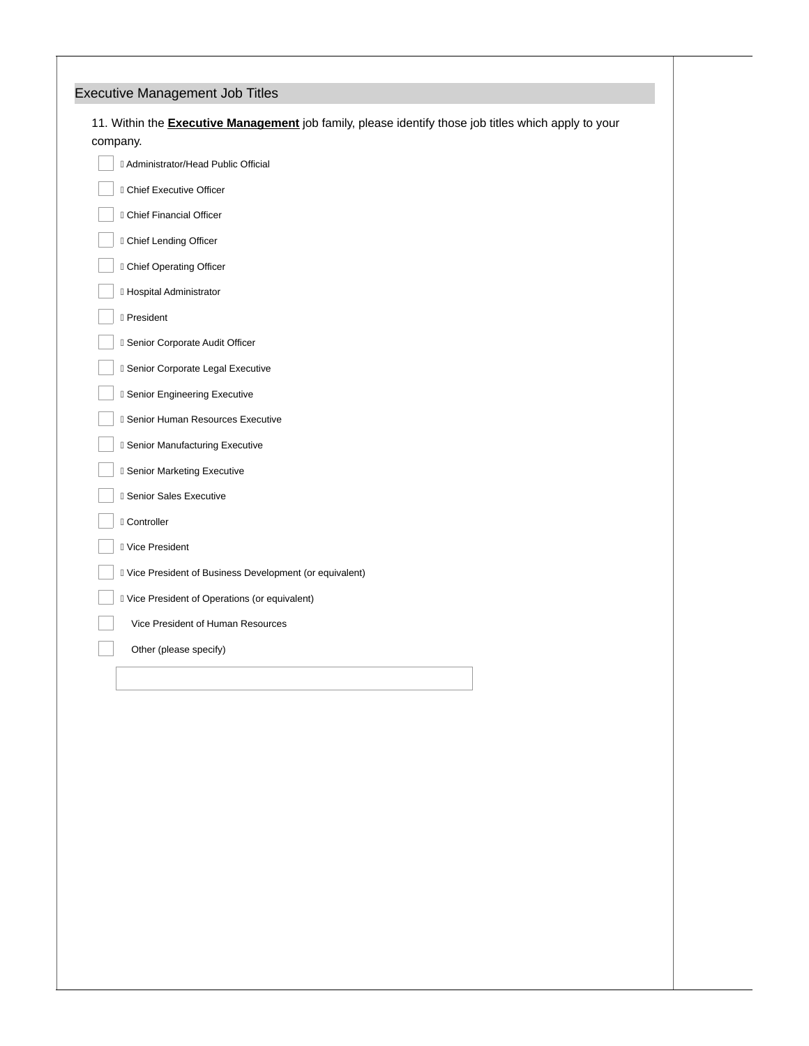## Executive Management Job Titles

11. Within the **Executive Management** job family, please identify those job titles which apply to your company.

- [ ] Administrator/Head Public Official
- [ ] Chief Executive Officer
- [ ] Chief Financial Officer
- [ ] Chief Lending Officer
- [ ] Chief Operating Officer
- [ ] Hospital Administrator
- [ ] President
- [ ] Senior Corporate Audit Officer
- [ ] Senior Corporate Legal Executive
- [ ] Senior Engineering Executive
- [ ] Senior Human Resources Executive
- [ ] Senior Manufacturing Executive
- [ ] Senior Marketing Executive
- [ ] Senior Sales Executive
- [ ] Controller
- [ ] Vice President
- [ ] Vice President of Business Development (or equivalent)
- [ ] Vice President of Operations (or equivalent)
- [ ] Vice President of Human Resources
- [ ] Other (please specify)

[                                        ]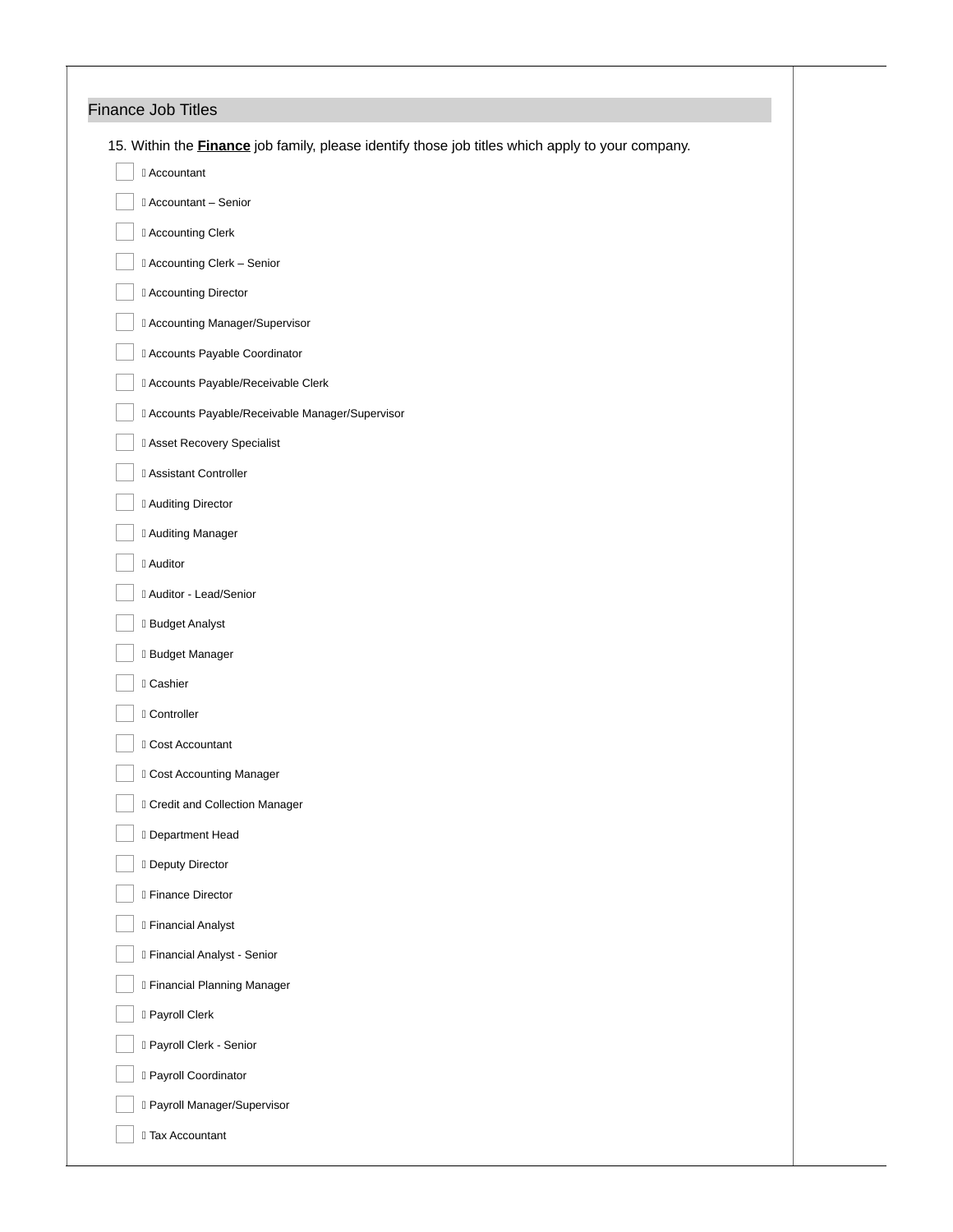## Finance Job Titles

15. Within the **Finance** job family, please identify those job titles which apply to your company.

- ☐ Accountant
- ☐ Accountant – Senior
- ☐ Accounting Clerk
- ☐ Accounting Clerk – Senior
- ☐ Accounting Director
- ☐ Accounting Manager/Supervisor
- ☐ Accounts Payable Coordinator
- ☐ Accounts Payable/Receivable Clerk
- ☐ Accounts Payable/Receivable Manager/Supervisor
- ☐ Asset Recovery Specialist
- ☐ Assistant Controller
- ☐ Auditing Director
- ☐ Auditing Manager
- ☐ Auditor
- ☐ Auditor - Lead/Senior
- ☐ Budget Analyst
- ☐ Budget Manager
- ☐ Cashier
- ☐ Controller
- ☐ Cost Accountant
- ☐ Cost Accounting Manager
- ☐ Credit and Collection Manager
- ☐ Department Head
- ☐ Deputy Director
- ☐ Finance Director
- ☐ Financial Analyst
- ☐ Financial Analyst - Senior
- ☐ Financial Planning Manager
- ☐ Payroll Clerk
- ☐ Payroll Clerk - Senior
- ☐ Payroll Coordinator
- ☐ Payroll Manager/Supervisor
- ☐ Tax Accountant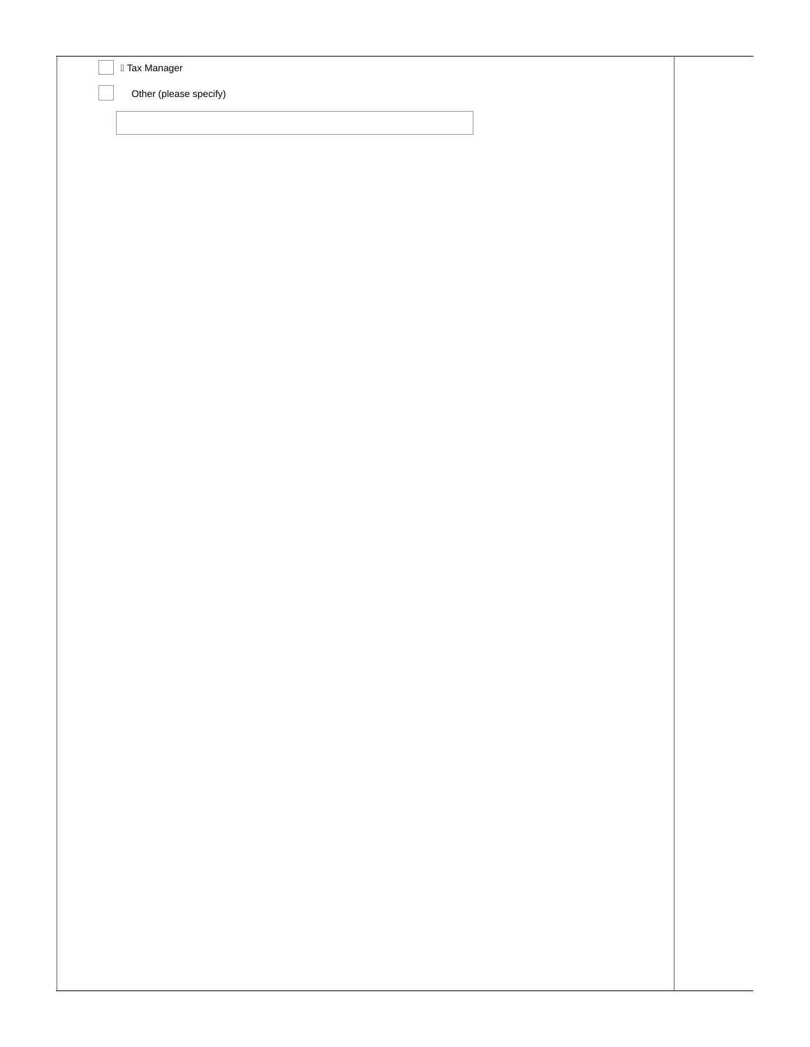- [ ] Tax Manager
- [ ] Other (please specify)

\_\_\_\_\_\_\_\_\_\_\_\_\_\_\_\_\_\_\_\_\_\_\_\_\_\_\_\_\_\_\_\_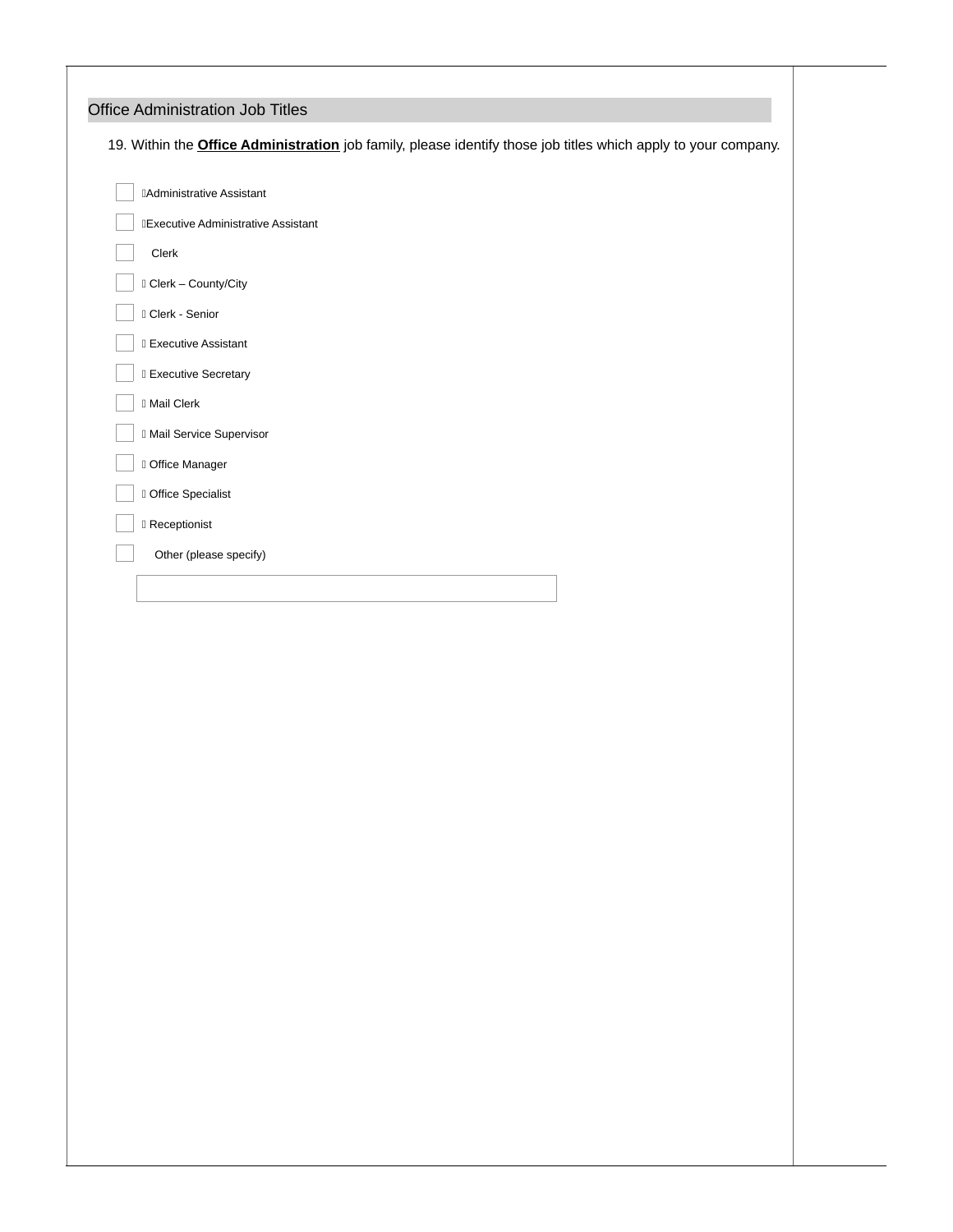## Office Administration Job Titles

19. Within the **Office Administration** job family, please identify those job titles which apply to your company.

- [ ] Administrative Assistant
- [ ] Executive Administrative Assistant
- [ ] Clerk
- [ ] Clerk – County/City
- [ ] Clerk - Senior
- [ ] Executive Assistant
- [ ] Executive Secretary
- [ ] Mail Clerk
- [ ] Mail Service Supervisor
- [ ] Office Manager
- [ ] Office Specialist
- [ ] Receptionist
- [ ] Other (please specify)

\_\_\_\_\_\_\_\_\_\_\_\_\_\_\_\_\_\_\_\_\_\_\_\_\_\_\_\_\_\_\_\_\_\_\_\_\_\_\_\_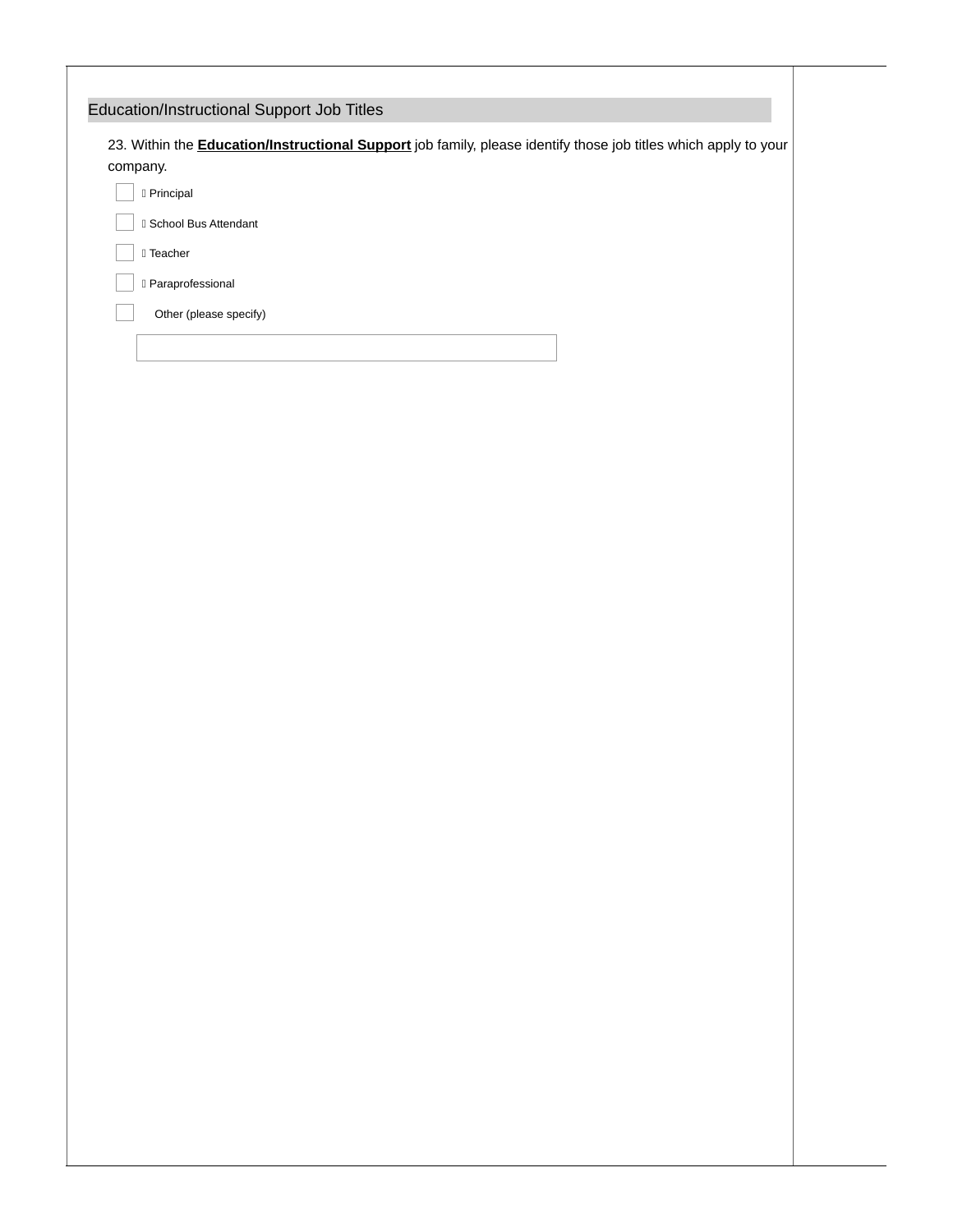## Education/Instructional Support Job Titles

23. Within the **Education/Instructional Support** job family, please identify those job titles which apply to your company.

- [ ] Principal
- [ ] School Bus Attendant
- [ ] Teacher
- [ ] Paraprofessional
- [ ] Other (please specify)

______________________________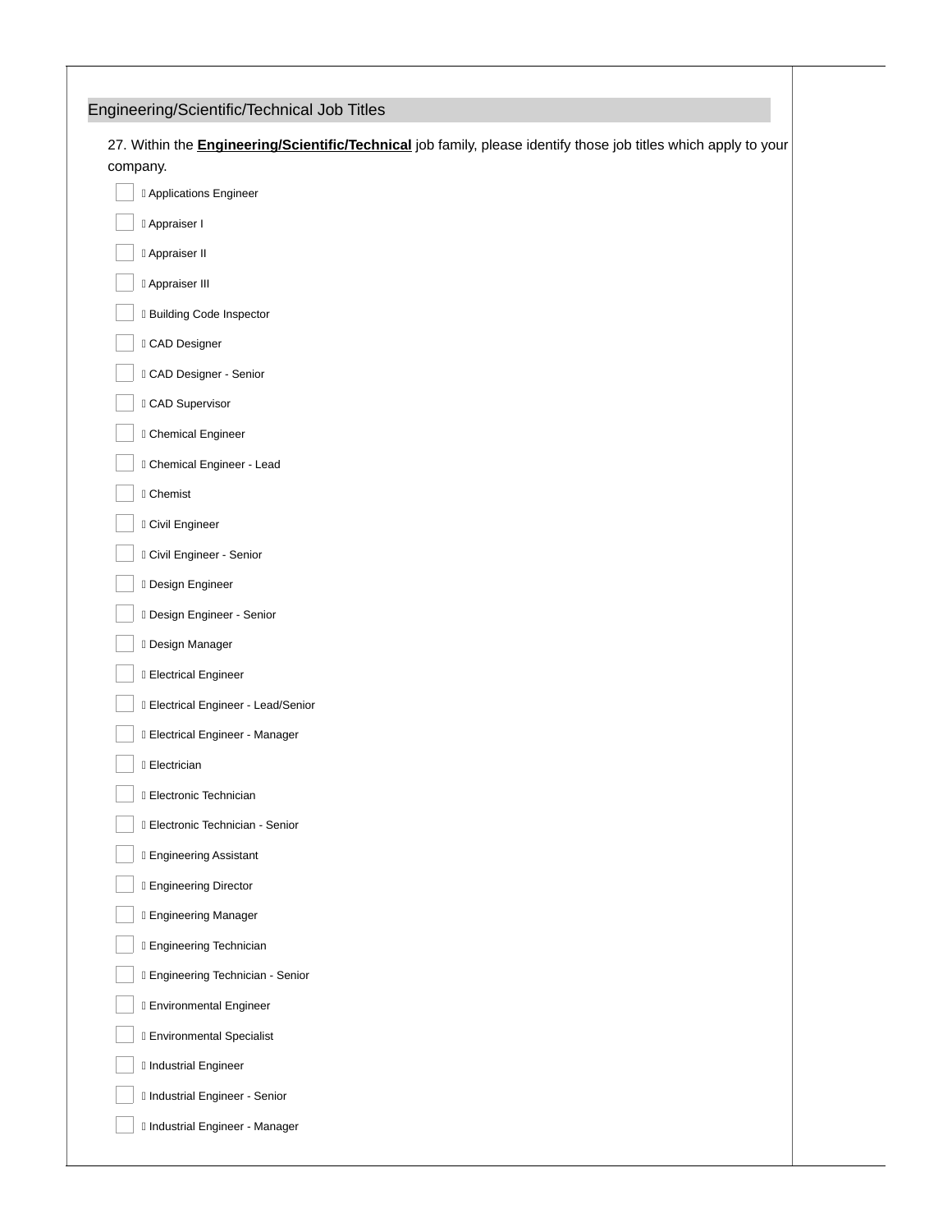## Engineering/Scientific/Technical Job Titles

27. Within the **Engineering/Scientific/Technical** job family, please identify those job titles which apply to your company.

- [ ] Applications Engineer
- [ ] Appraiser I
- [ ] Appraiser II
- [ ] Appraiser III
- [ ] Building Code Inspector
- [ ] CAD Designer
- [ ] CAD Designer - Senior
- [ ] CAD Supervisor
- [ ] Chemical Engineer
- [ ] Chemical Engineer - Lead
- [ ] Chemist
- [ ] Civil Engineer
- [ ] Civil Engineer - Senior
- [ ] Design Engineer
- [ ] Design Engineer - Senior
- [ ] Design Manager
- [ ] Electrical Engineer
- [ ] Electrical Engineer - Lead/Senior
- [ ] Electrical Engineer - Manager
- [ ] Electrician
- [ ] Electronic Technician
- [ ] Electronic Technician - Senior
- [ ] Engineering Assistant
- [ ] Engineering Director
- [ ] Engineering Manager
- [ ] Engineering Technician
- [ ] Engineering Technician - Senior
- [ ] Environmental Engineer
- [ ] Environmental Specialist
- [ ] Industrial Engineer
- [ ] Industrial Engineer - Senior
- [ ] Industrial Engineer - Manager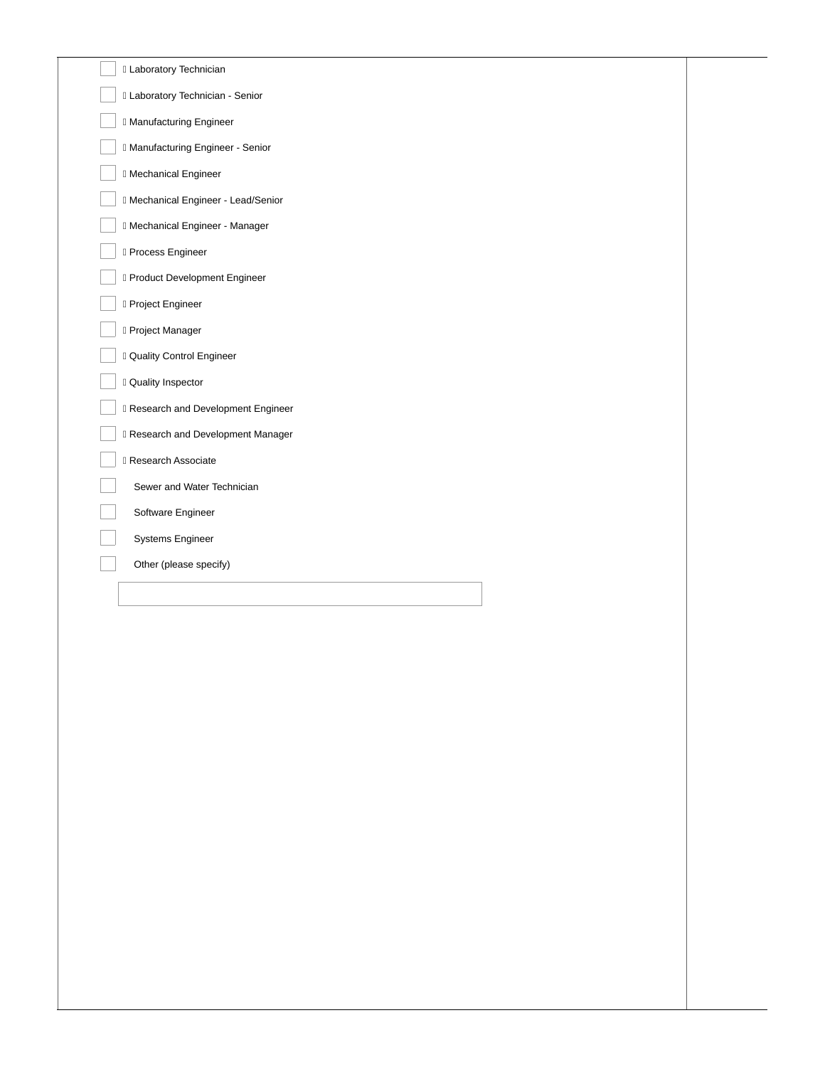- [ ]  Laboratory Technician
- [ ]  Laboratory Technician - Senior
- [ ]  Manufacturing Engineer
- [ ]  Manufacturing Engineer - Senior
- [ ]  Mechanical Engineer
- [ ]  Mechanical Engineer - Lead/Senior
- [ ]  Mechanical Engineer - Manager
- [ ]  Process Engineer
- [ ]  Product Development Engineer
- [ ]  Project Engineer
- [ ]  Project Manager
- [ ]  Quality Control Engineer
- [ ]  Quality Inspector
- [ ]  Research and Development Engineer
- [ ]  Research and Development Manager
- [ ]  Research Associate
- [ ] Sewer and Water Technician
- [ ] Software Engineer
- [ ] Systems Engineer
- [ ] Other (please specify)

\_\_\_\_\_\_\_\_\_\_\_\_\_\_\_\_\_\_\_\_\_\_\_\_\_\_\_\_\_\_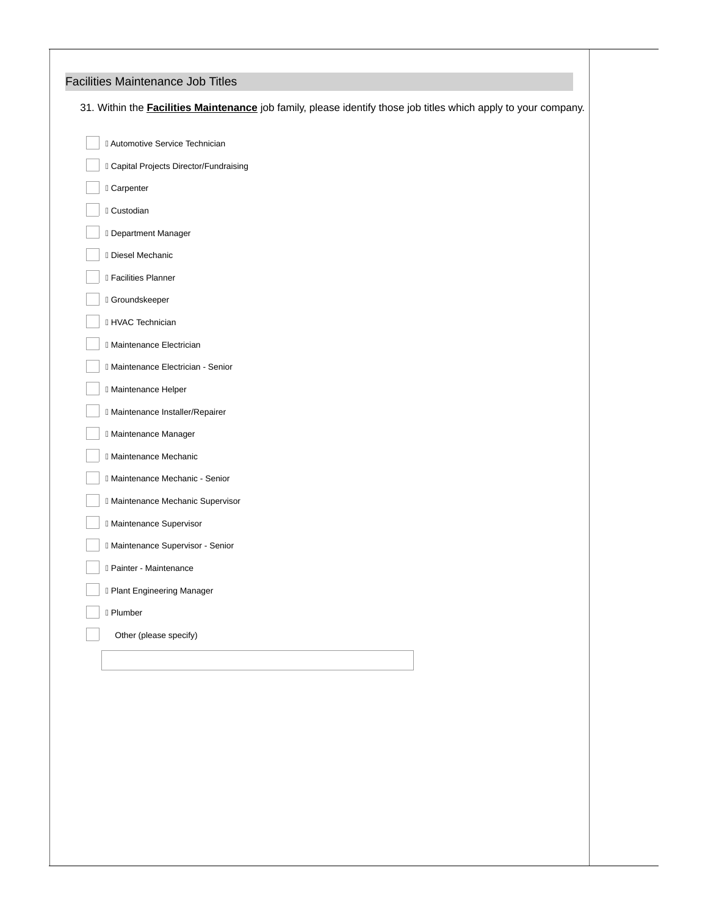## Facilities Maintenance Job Titles

31. Within the **Facilities Maintenance** job family, please identify those job titles which apply to your company.

- [ ] Automotive Service Technician
- [ ] Capital Projects Director/Fundraising
- [ ] Carpenter
- [ ] Custodian
- [ ] Department Manager
- [ ] Diesel Mechanic
- [ ] Facilities Planner
- [ ] Groundskeeper
- [ ] HVAC Technician
- [ ] Maintenance Electrician
- [ ] Maintenance Electrician - Senior
- [ ] Maintenance Helper
- [ ] Maintenance Installer/Repairer
- [ ] Maintenance Manager
- [ ] Maintenance Mechanic
- [ ] Maintenance Mechanic - Senior
- [ ] Maintenance Mechanic Supervisor
- [ ] Maintenance Supervisor
- [ ] Maintenance Supervisor - Senior
- [ ] Painter - Maintenance
- [ ] Plant Engineering Manager
- [ ] Plumber
- [ ] Other (please specify)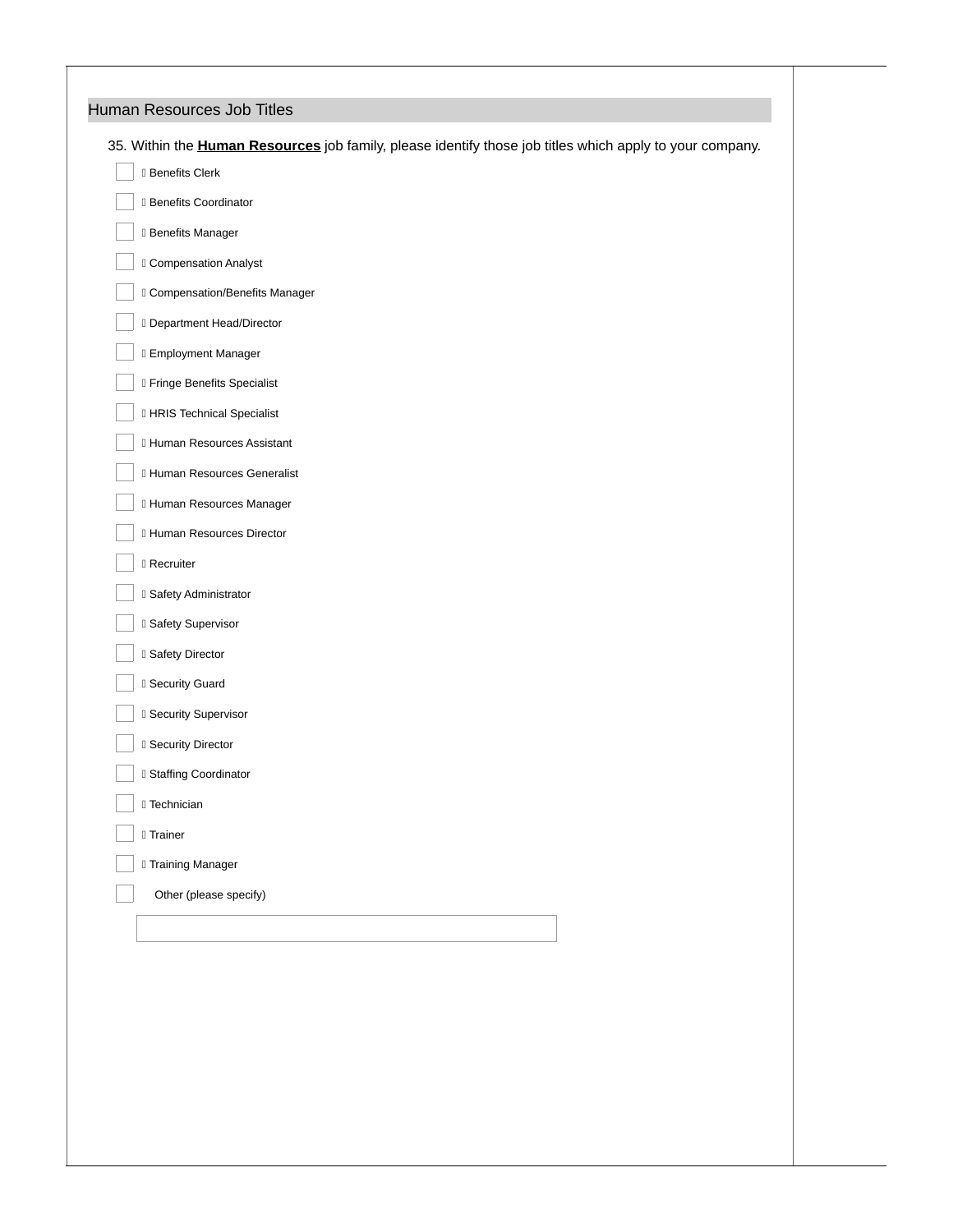## Human Resources Job Titles

35. Within the **Human Resources** job family, please identify those job titles which apply to your company.

- [ ] Benefits Clerk
- [ ] Benefits Coordinator
- [ ] Benefits Manager
- [ ] Compensation Analyst
- [ ] Compensation/Benefits Manager
- [ ] Department Head/Director
- [ ] Employment Manager
- [ ] Fringe Benefits Specialist
- [ ] HRIS Technical Specialist
- [ ] Human Resources Assistant
- [ ] Human Resources Generalist
- [ ] Human Resources Manager
- [ ] Human Resources Director
- [ ] Recruiter
- [ ] Safety Administrator
- [ ] Safety Supervisor
- [ ] Safety Director
- [ ] Security Guard
- [ ] Security Supervisor
- [ ] Security Director
- [ ] Staffing Coordinator
- [ ] Technician
- [ ] Trainer
- [ ] Training Manager
- [ ] Other (please specify)

______________________________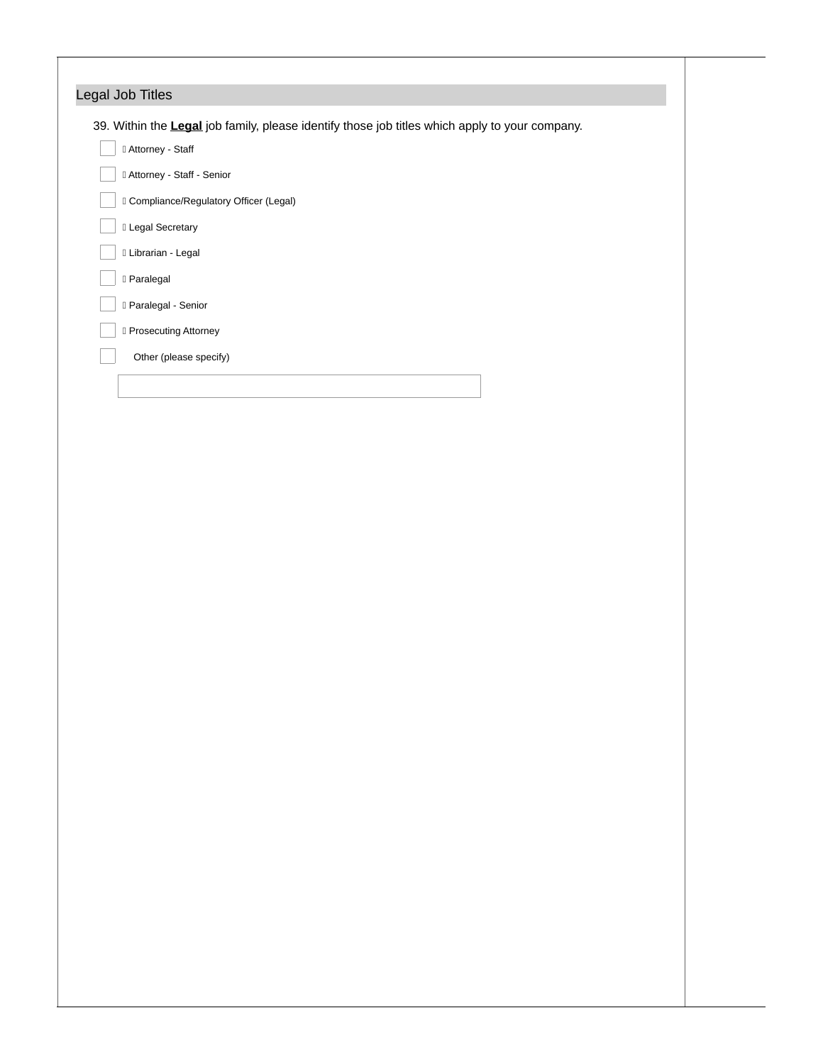## Legal Job Titles

39. Within the **Legal** job family, please identify those job titles which apply to your company.

- [ ] Attorney - Staff
- [ ] Attorney - Staff - Senior
- [ ] Compliance/Regulatory Officer (Legal)
- [ ] Legal Secretary
- [ ] Librarian - Legal
- [ ] Paralegal
- [ ] Paralegal - Senior
- [ ] Prosecuting Attorney
- [ ] Other (please specify)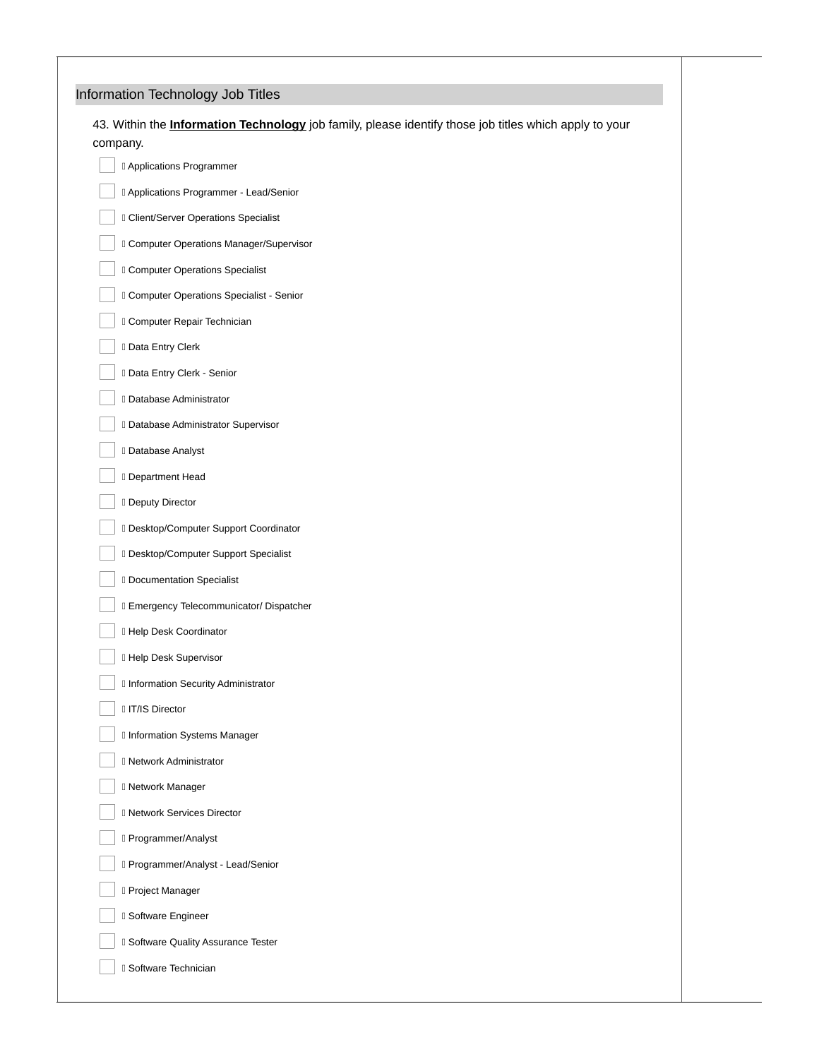## Information Technology Job Titles

43. Within the **Information Technology** job family, please identify those job titles which apply to your company.

- [ ] Applications Programmer
- [ ] Applications Programmer - Lead/Senior
- [ ] Client/Server Operations Specialist
- [ ] Computer Operations Manager/Supervisor
- [ ] Computer Operations Specialist
- [ ] Computer Operations Specialist - Senior
- [ ] Computer Repair Technician
- [ ] Data Entry Clerk
- [ ] Data Entry Clerk - Senior
- [ ] Database Administrator
- [ ] Database Administrator Supervisor
- [ ] Database Analyst
- [ ] Department Head
- [ ] Deputy Director
- [ ] Desktop/Computer Support Coordinator
- [ ] Desktop/Computer Support Specialist
- [ ] Documentation Specialist
- [ ] Emergency Telecommunicator/ Dispatcher
- [ ] Help Desk Coordinator
- [ ] Help Desk Supervisor
- [ ] Information Security Administrator
- [ ] IT/IS Director
- [ ] Information Systems Manager
- [ ] Network Administrator
- [ ] Network Manager
- [ ] Network Services Director
- [ ] Programmer/Analyst
- [ ] Programmer/Analyst - Lead/Senior
- [ ] Project Manager
- [ ] Software Engineer
- [ ] Software Quality Assurance Tester
- [ ] Software Technician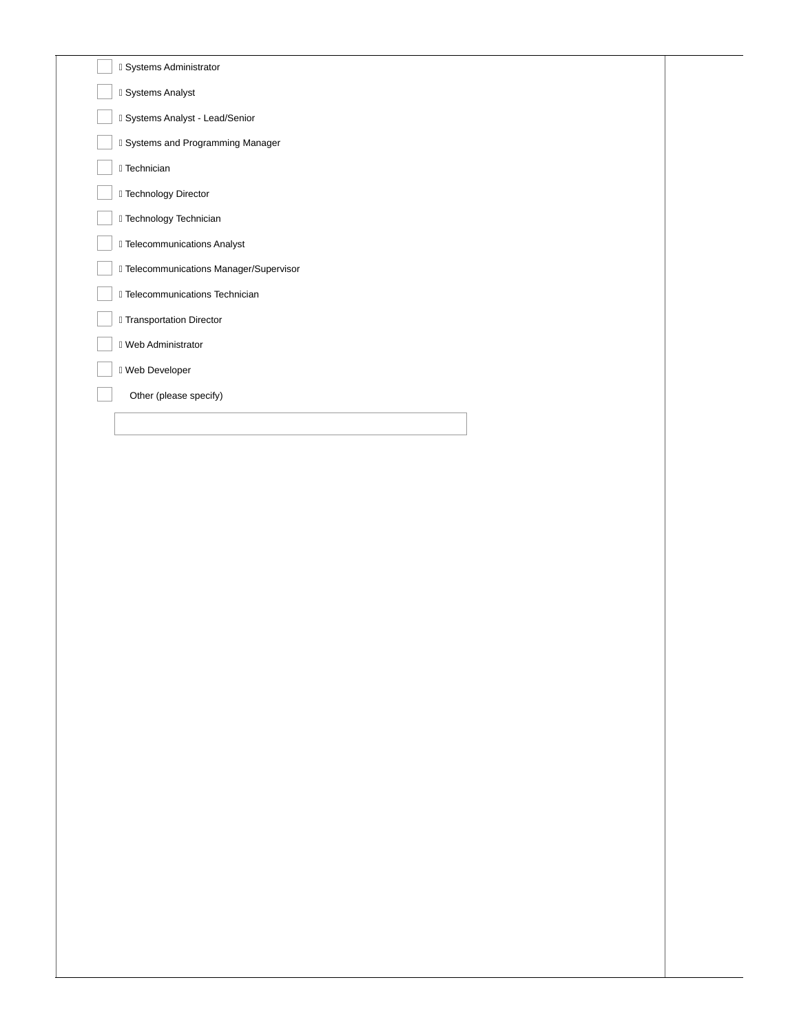- [ ] Systems Administrator
- [ ] Systems Analyst
- [ ] Systems Analyst - Lead/Senior
- [ ] Systems and Programming Manager
- [ ] Technician
- [ ] Technology Director
- [ ] Technology Technician
- [ ] Telecommunications Analyst
- [ ] Telecommunications Manager/Supervisor
- [ ] Telecommunications Technician
- [ ] Transportation Director
- [ ] Web Administrator
- [ ] Web Developer
- [ ] Other (please specify)

\_\_\_\_\_\_\_\_\_\_\_\_\_\_\_\_\_\_\_\_\_\_\_\_\_\_\_\_\_\_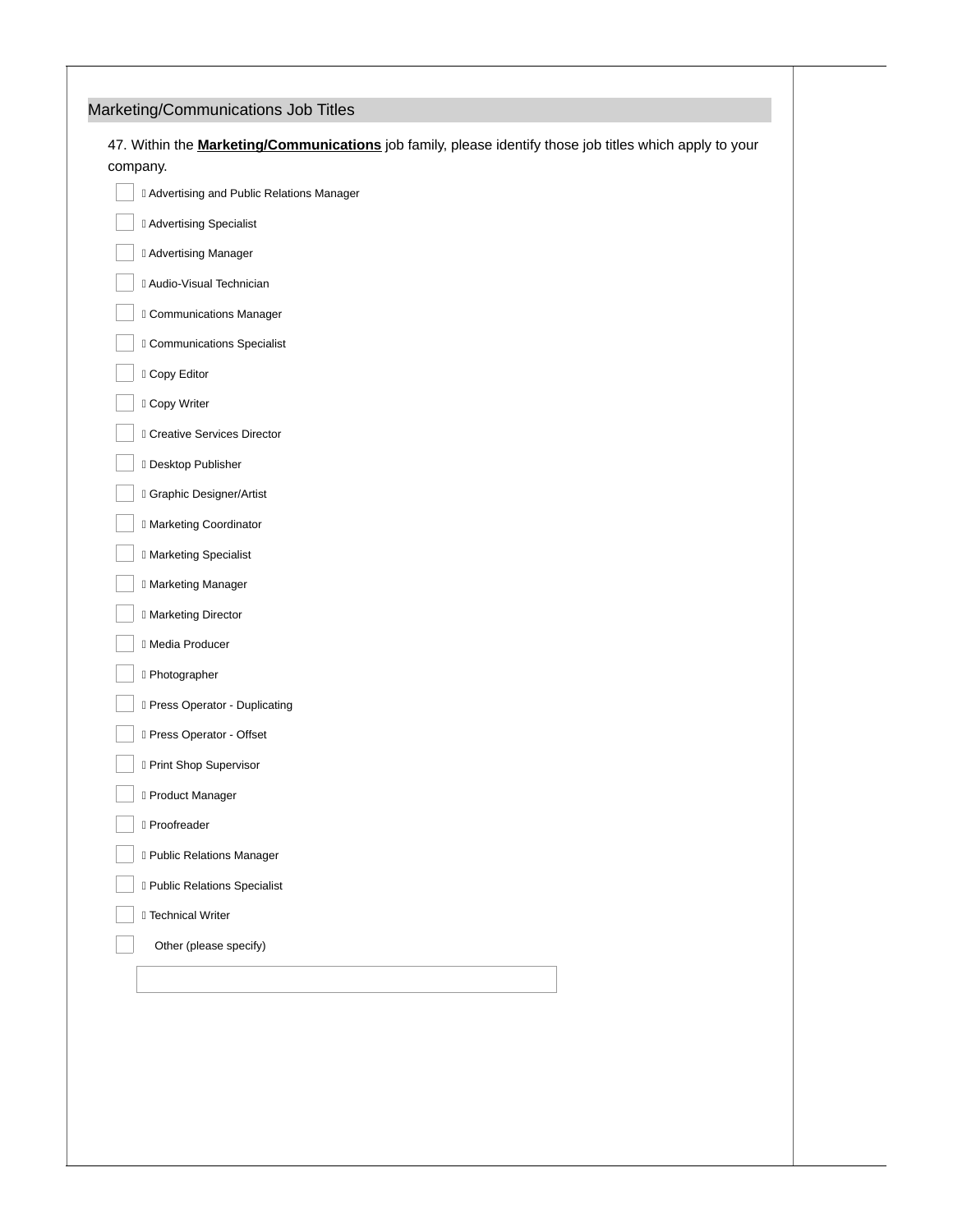## Marketing/Communications Job Titles

47. Within the **Marketing/Communications** job family, please identify those job titles which apply to your company.

- [ ] Advertising and Public Relations Manager
- [ ] Advertising Specialist
- [ ] Advertising Manager
- [ ] Audio-Visual Technician
- [ ] Communications Manager
- [ ] Communications Specialist
- [ ] Copy Editor
- [ ] Copy Writer
- [ ] Creative Services Director
- [ ] Desktop Publisher
- [ ] Graphic Designer/Artist
- [ ] Marketing Coordinator
- [ ] Marketing Specialist
- [ ] Marketing Manager
- [ ] Marketing Director
- [ ] Media Producer
- [ ] Photographer
- [ ] Press Operator - Duplicating
- [ ] Press Operator - Offset
- [ ] Print Shop Supervisor
- [ ] Product Manager
- [ ] Proofreader
- [ ] Public Relations Manager
- [ ] Public Relations Specialist
- [ ] Technical Writer
- [ ] Other (please specify)

_______________________________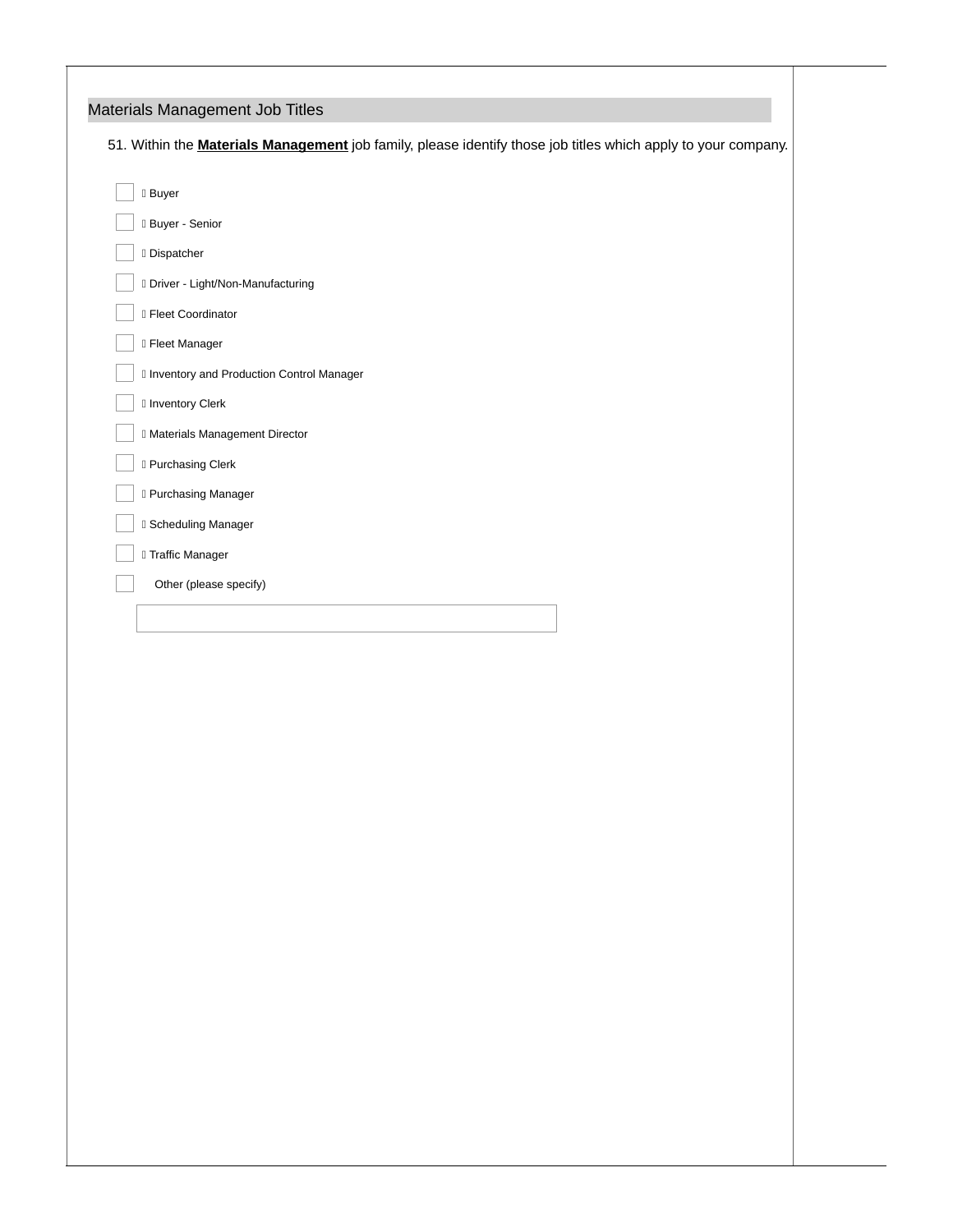## Materials Management Job Titles

51. Within the **Materials Management** job family, please identify those job titles which apply to your company.

- [ ] Buyer
- [ ] Buyer - Senior
- [ ] Dispatcher
- [ ] Driver - Light/Non-Manufacturing
- [ ] Fleet Coordinator
- [ ] Fleet Manager
- [ ] Inventory and Production Control Manager
- [ ] Inventory Clerk
- [ ] Materials Management Director
- [ ] Purchasing Clerk
- [ ] Purchasing Manager
- [ ] Scheduling Manager
- [ ] Traffic Manager
- [ ] Other (please specify)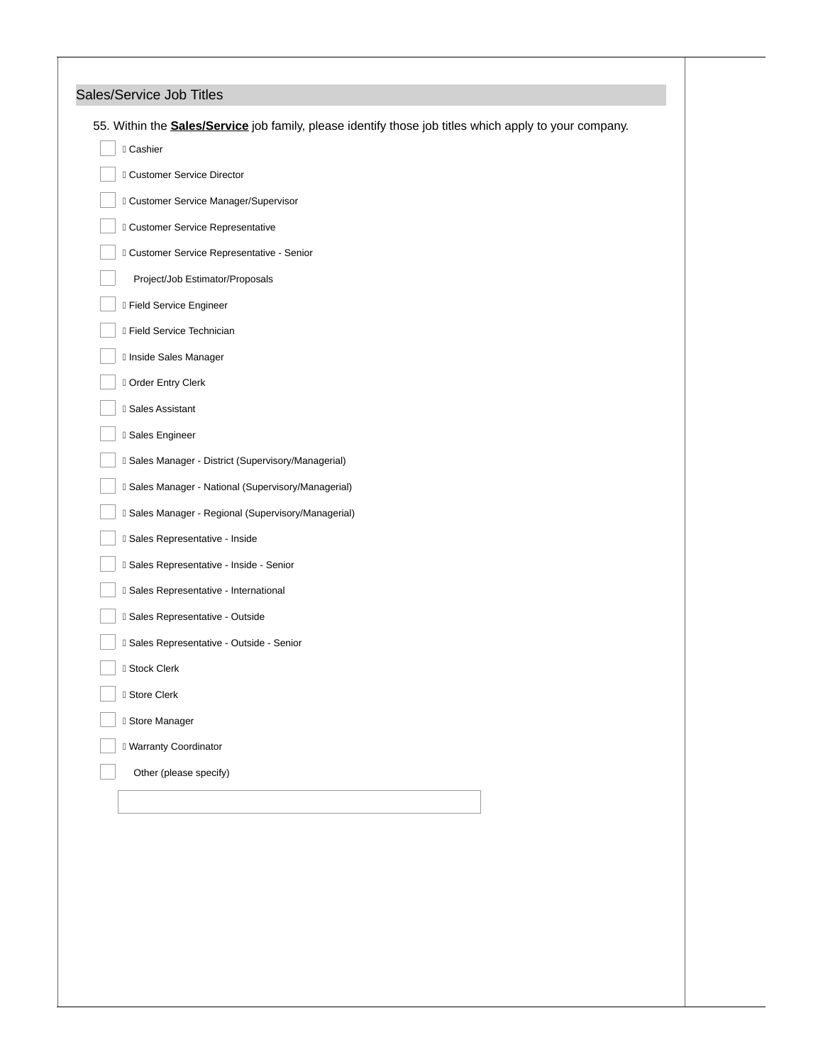## Sales/Service Job Titles

55. Within the **Sales/Service** job family, please identify those job titles which apply to your company.

- [ ] Cashier
- [ ] Customer Service Director
- [ ] Customer Service Manager/Supervisor
- [ ] Customer Service Representative
- [ ] Customer Service Representative - Senior
- [ ] Project/Job Estimator/Proposals
- [ ] Field Service Engineer
- [ ] Field Service Technician
- [ ] Inside Sales Manager
- [ ] Order Entry Clerk
- [ ] Sales Assistant
- [ ] Sales Engineer
- [ ] Sales Manager - District (Supervisory/Managerial)
- [ ] Sales Manager - National (Supervisory/Managerial)
- [ ] Sales Manager - Regional (Supervisory/Managerial)
- [ ] Sales Representative - Inside
- [ ] Sales Representative - Inside - Senior
- [ ] Sales Representative - International
- [ ] Sales Representative - Outside
- [ ] Sales Representative - Outside - Senior
- [ ] Stock Clerk
- [ ] Store Clerk
- [ ] Store Manager
- [ ] Warranty Coordinator
- [ ] Other (please specify)

______________________________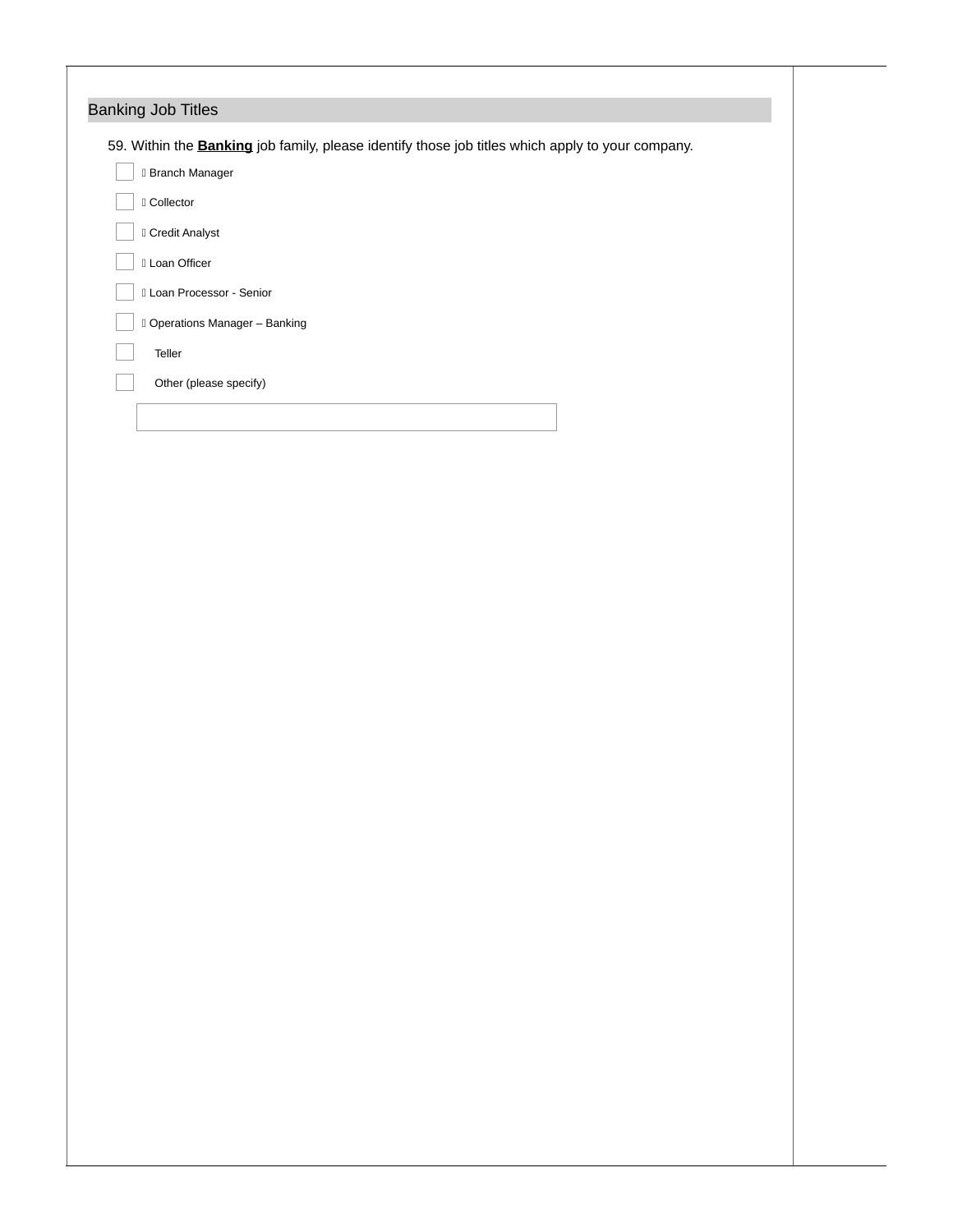## Banking Job Titles

59. Within the **Banking** job family, please identify those job titles which apply to your company.

- [ ] Branch Manager
- [ ] Collector
- [ ] Credit Analyst
- [ ] Loan Officer
- [ ] Loan Processor - Senior
- [ ] Operations Manager – Banking
- [ ] Teller
- [ ] Other (please specify)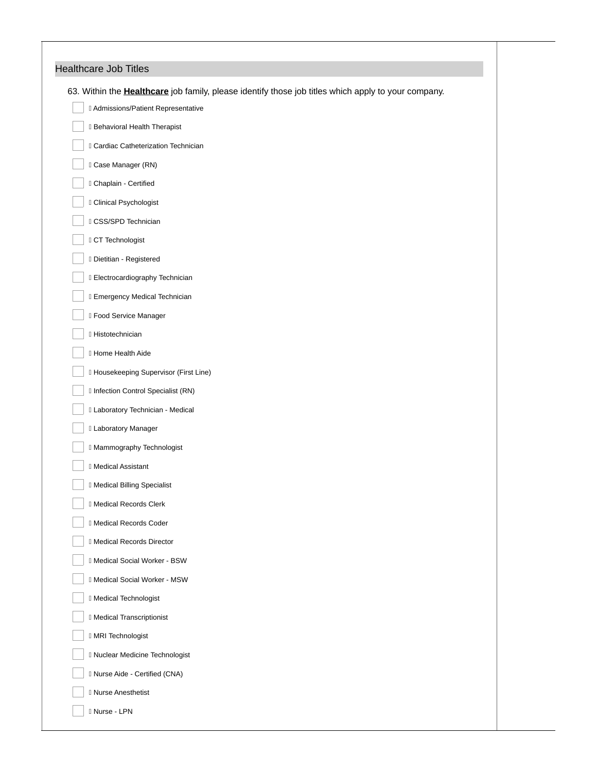## Healthcare Job Titles

63. Within the **Healthcare** job family, please identify those job titles which apply to your company.

- [ ] Admissions/Patient Representative
- [ ] Behavioral Health Therapist
- [ ] Cardiac Catheterization Technician
- [ ] Case Manager (RN)
- [ ] Chaplain - Certified
- [ ] Clinical Psychologist
- [ ] CSS/SPD Technician
- [ ] CT Technologist
- [ ] Dietitian - Registered
- [ ] Electrocardiography Technician
- [ ] Emergency Medical Technician
- [ ] Food Service Manager
- [ ] Histotechnician
- [ ] Home Health Aide
- [ ] Housekeeping Supervisor (First Line)
- [ ] Infection Control Specialist (RN)
- [ ] Laboratory Technician - Medical
- [ ] Laboratory Manager
- [ ] Mammography Technologist
- [ ] Medical Assistant
- [ ] Medical Billing Specialist
- [ ] Medical Records Clerk
- [ ] Medical Records Coder
- [ ] Medical Records Director
- [ ] Medical Social Worker - BSW
- [ ] Medical Social Worker - MSW
- [ ] Medical Technologist
- [ ] Medical Transcriptionist
- [ ] MRI Technologist
- [ ] Nuclear Medicine Technologist
- [ ] Nurse Aide - Certified (CNA)
- [ ] Nurse Anesthetist
- [ ] Nurse - LPN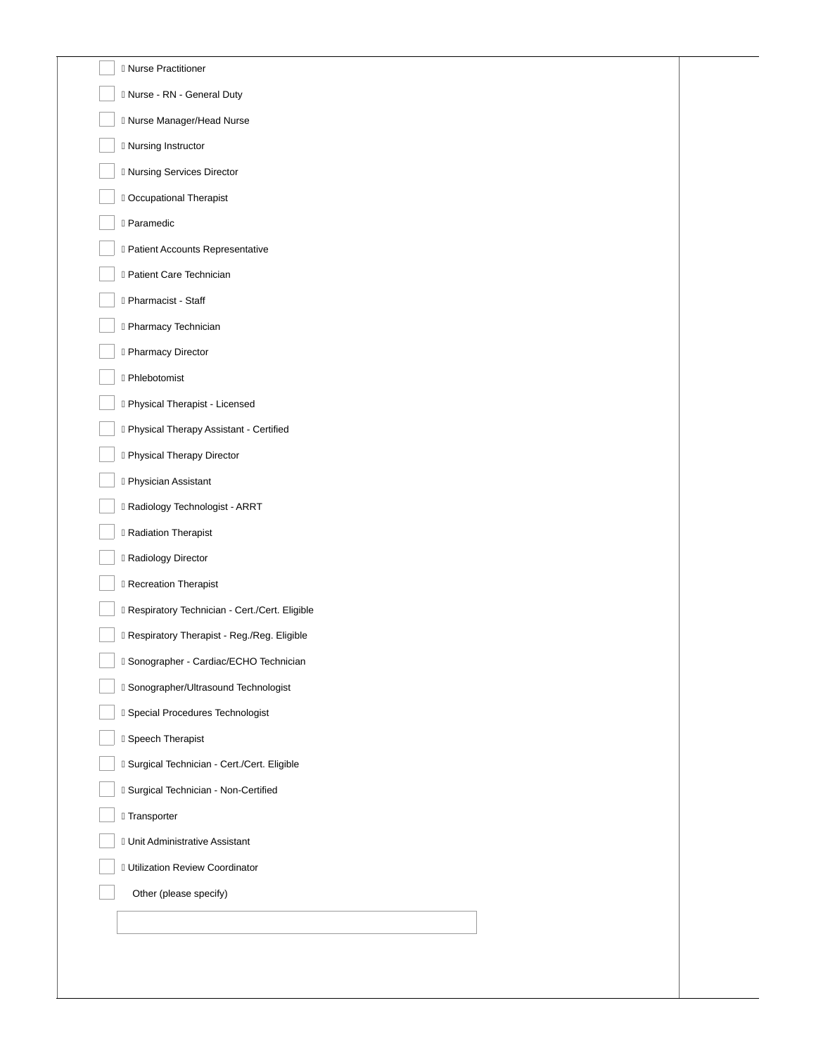- [ ] Nurse Practitioner
- [ ] Nurse - RN - General Duty
- [ ] Nurse Manager/Head Nurse
- [ ] Nursing Instructor
- [ ] Nursing Services Director
- [ ] Occupational Therapist
- [ ] Paramedic
- [ ] Patient Accounts Representative
- [ ] Patient Care Technician
- [ ] Pharmacist - Staff
- [ ] Pharmacy Technician
- [ ] Pharmacy Director
- [ ] Phlebotomist
- [ ] Physical Therapist - Licensed
- [ ] Physical Therapy Assistant - Certified
- [ ] Physical Therapy Director
- [ ] Physician Assistant
- [ ] Radiology Technologist - ARRT
- [ ] Radiation Therapist
- [ ] Radiology Director
- [ ] Recreation Therapist
- [ ] Respiratory Technician - Cert./Cert. Eligible
- [ ] Respiratory Therapist - Reg./Reg. Eligible
- [ ] Sonographer - Cardiac/ECHO Technician
- [ ] Sonographer/Ultrasound Technologist
- [ ] Special Procedures Technologist
- [ ] Speech Therapist
- [ ] Surgical Technician - Cert./Cert. Eligible
- [ ] Surgical Technician - Non-Certified
- [ ] Transporter
- [ ] Unit Administrative Assistant
- [ ] Utilization Review Coordinator
- [ ] Other (please specify)

_______________________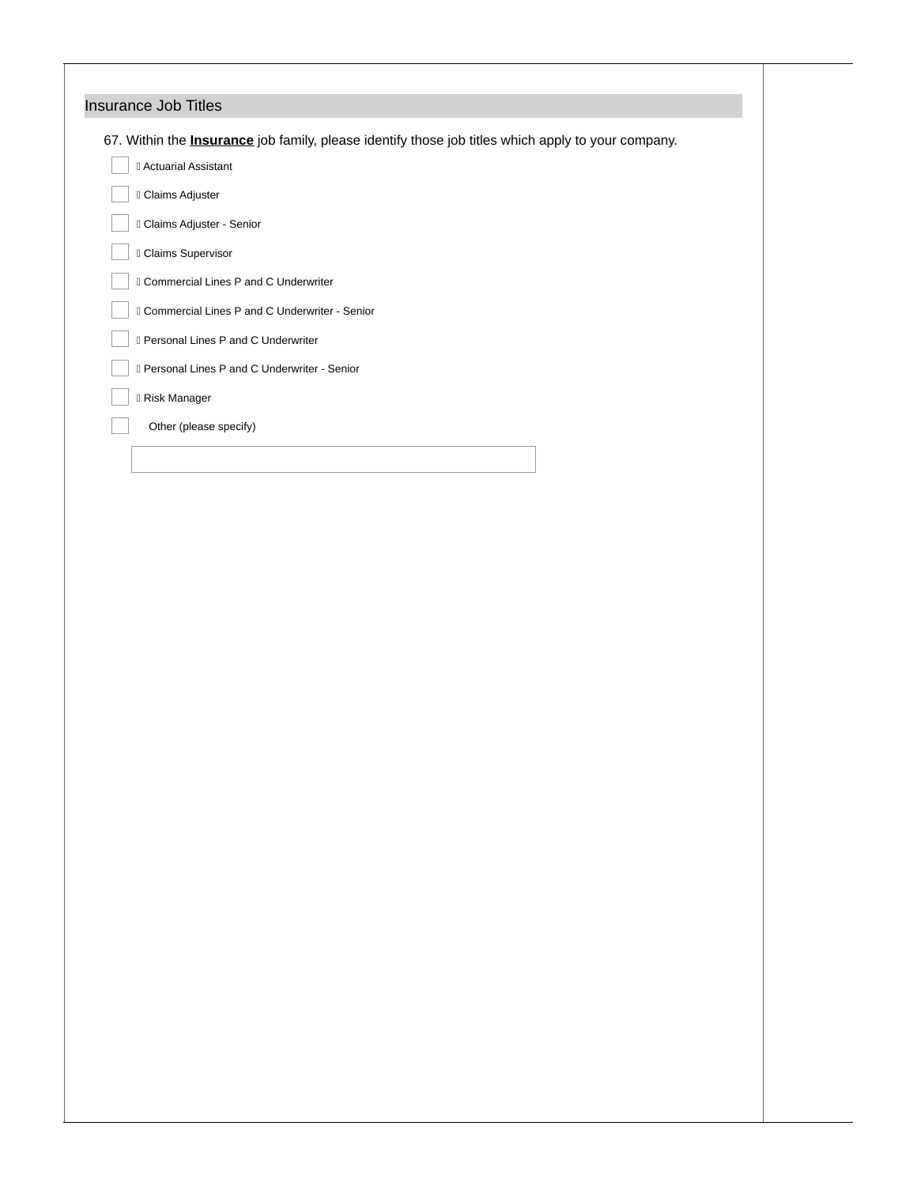## Insurance Job Titles

67. Within the **Insurance** job family, please identify those job titles which apply to your company.

- [ ] Actuarial Assistant
- [ ] Claims Adjuster
- [ ] Claims Adjuster - Senior
- [ ] Claims Supervisor
- [ ] Commercial Lines P and C Underwriter
- [ ] Commercial Lines P and C Underwriter - Senior
- [ ] Personal Lines P and C Underwriter
- [ ] Personal Lines P and C Underwriter - Senior
- [ ] Risk Manager
- [ ] Other (please specify)

______________________________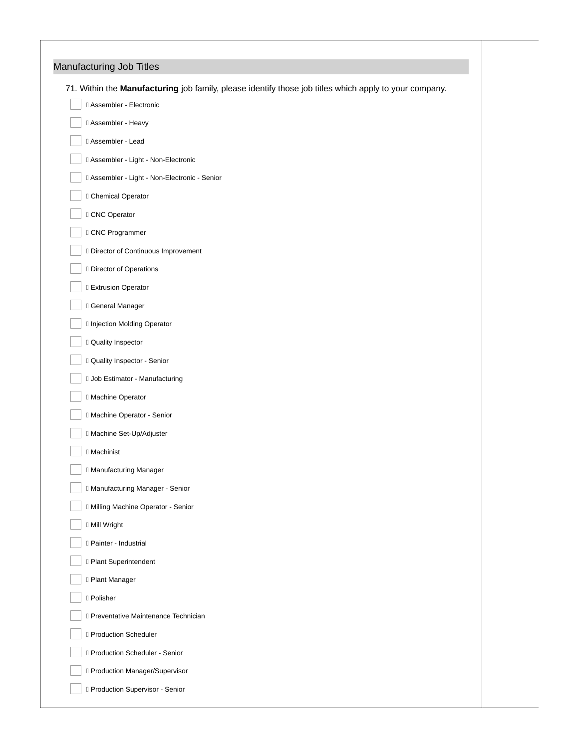## Manufacturing Job Titles

71. Within the **Manufacturing** job family, please identify those job titles which apply to your company.

- [ ] Assembler - Electronic
- [ ] Assembler - Heavy
- [ ] Assembler - Lead
- [ ] Assembler - Light - Non-Electronic
- [ ] Assembler - Light - Non-Electronic - Senior
- [ ] Chemical Operator
- [ ] CNC Operator
- [ ] CNC Programmer
- [ ] Director of Continuous Improvement
- [ ] Director of Operations
- [ ] Extrusion Operator
- [ ] General Manager
- [ ] Injection Molding Operator
- [ ] Quality Inspector
- [ ] Quality Inspector - Senior
- [ ] Job Estimator - Manufacturing
- [ ] Machine Operator
- [ ] Machine Operator - Senior
- [ ] Machine Set-Up/Adjuster
- [ ] Machinist
- [ ] Manufacturing Manager
- [ ] Manufacturing Manager - Senior
- [ ] Milling Machine Operator - Senior
- [ ] Mill Wright
- [ ] Painter - Industrial
- [ ] Plant Superintendent
- [ ] Plant Manager
- [ ] Polisher
- [ ] Preventative Maintenance Technician
- [ ] Production Scheduler
- [ ] Production Scheduler - Senior
- [ ] Production Manager/Supervisor
- [ ] Production Supervisor - Senior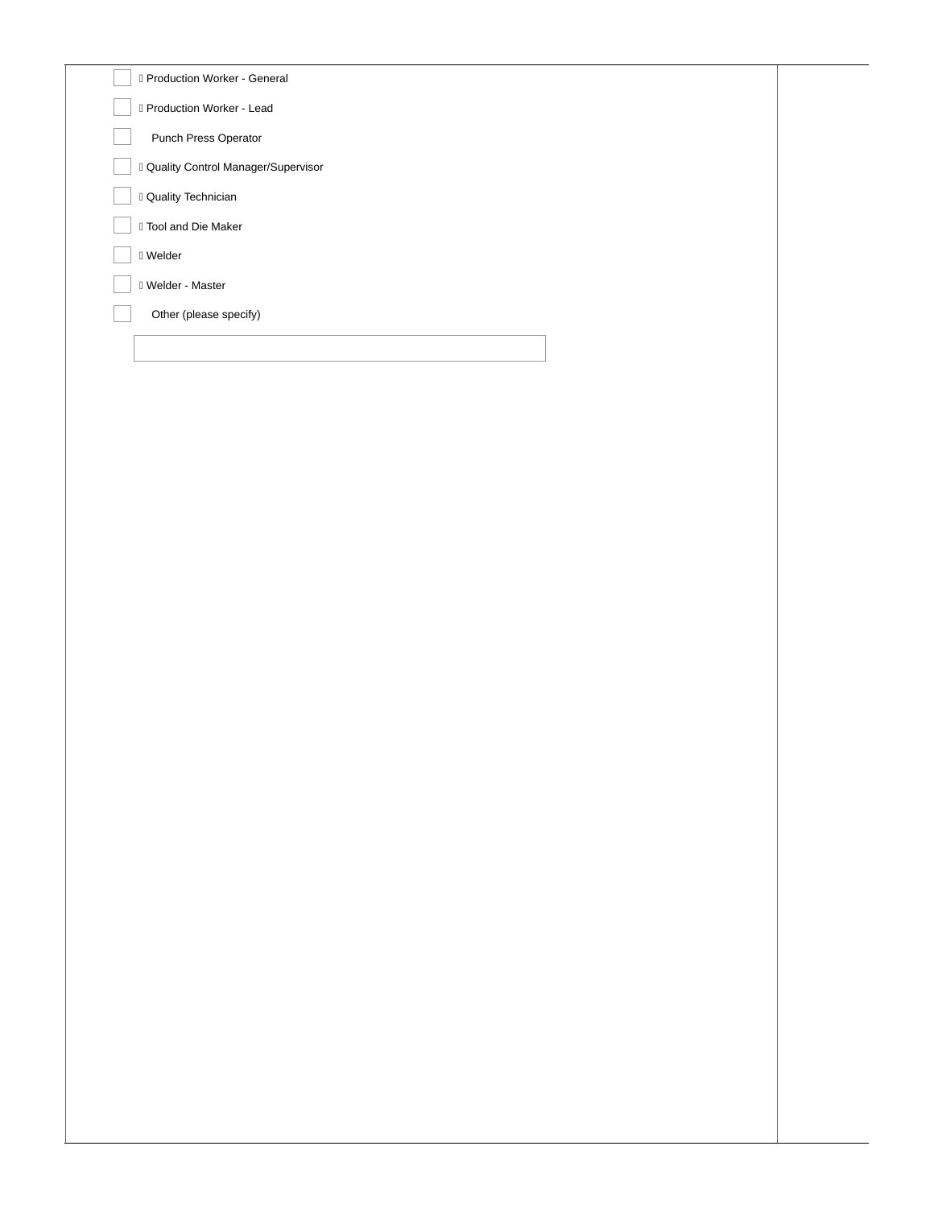- [ ] Production Worker - General
- [ ] Production Worker - Lead
- [ ] Punch Press Operator
- [ ] Quality Control Manager/Supervisor
- [ ] Quality Technician
- [ ] Tool and Die Maker
- [ ] Welder
- [ ] Welder - Master
- [ ] Other (please specify)

\_\_\_\_\_\_\_\_\_\_\_\_\_\_\_\_\_\_\_\_\_\_\_\_\_\_\_\_\_\_\_\_\_\_\_\_\_\_\_\_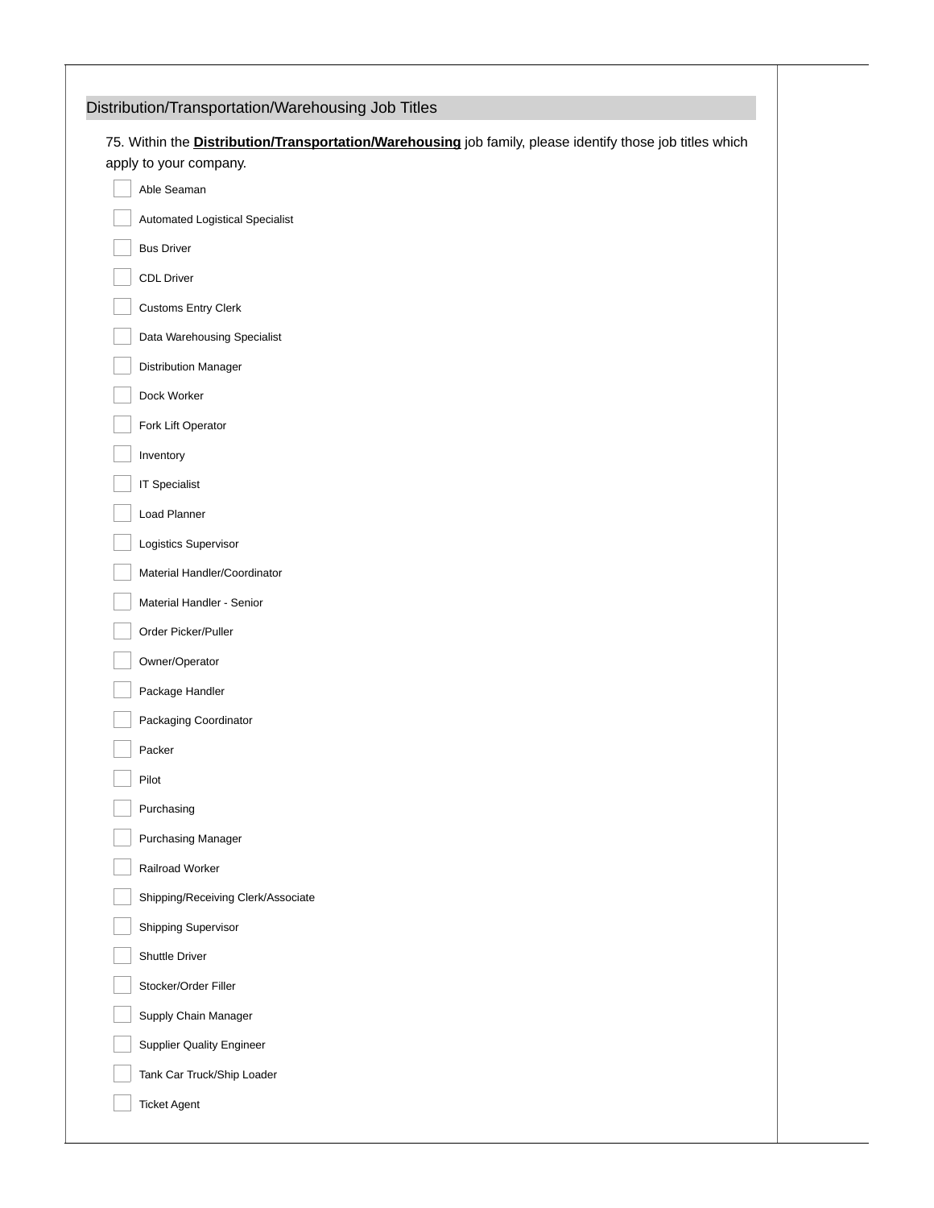## Distribution/Transportation/Warehousing Job Titles

75. Within the **Distribution/Transportation/Warehousing** job family, please identify those job titles which apply to your company.

- [ ] Able Seaman
- [ ] Automated Logistical Specialist
- [ ] Bus Driver
- [ ] CDL Driver
- [ ] Customs Entry Clerk
- [ ] Data Warehousing Specialist
- [ ] Distribution Manager
- [ ] Dock Worker
- [ ] Fork Lift Operator
- [ ] Inventory
- [ ] IT Specialist
- [ ] Load Planner
- [ ] Logistics Supervisor
- [ ] Material Handler/Coordinator
- [ ] Material Handler - Senior
- [ ] Order Picker/Puller
- [ ] Owner/Operator
- [ ] Package Handler
- [ ] Packaging Coordinator
- [ ] Packer
- [ ] Pilot
- [ ] Purchasing
- [ ] Purchasing Manager
- [ ] Railroad Worker
- [ ] Shipping/Receiving Clerk/Associate
- [ ] Shipping Supervisor
- [ ] Shuttle Driver
- [ ] Stocker/Order Filler
- [ ] Supply Chain Manager
- [ ] Supplier Quality Engineer
- [ ] Tank Car Truck/Ship Loader
- [ ] Ticket Agent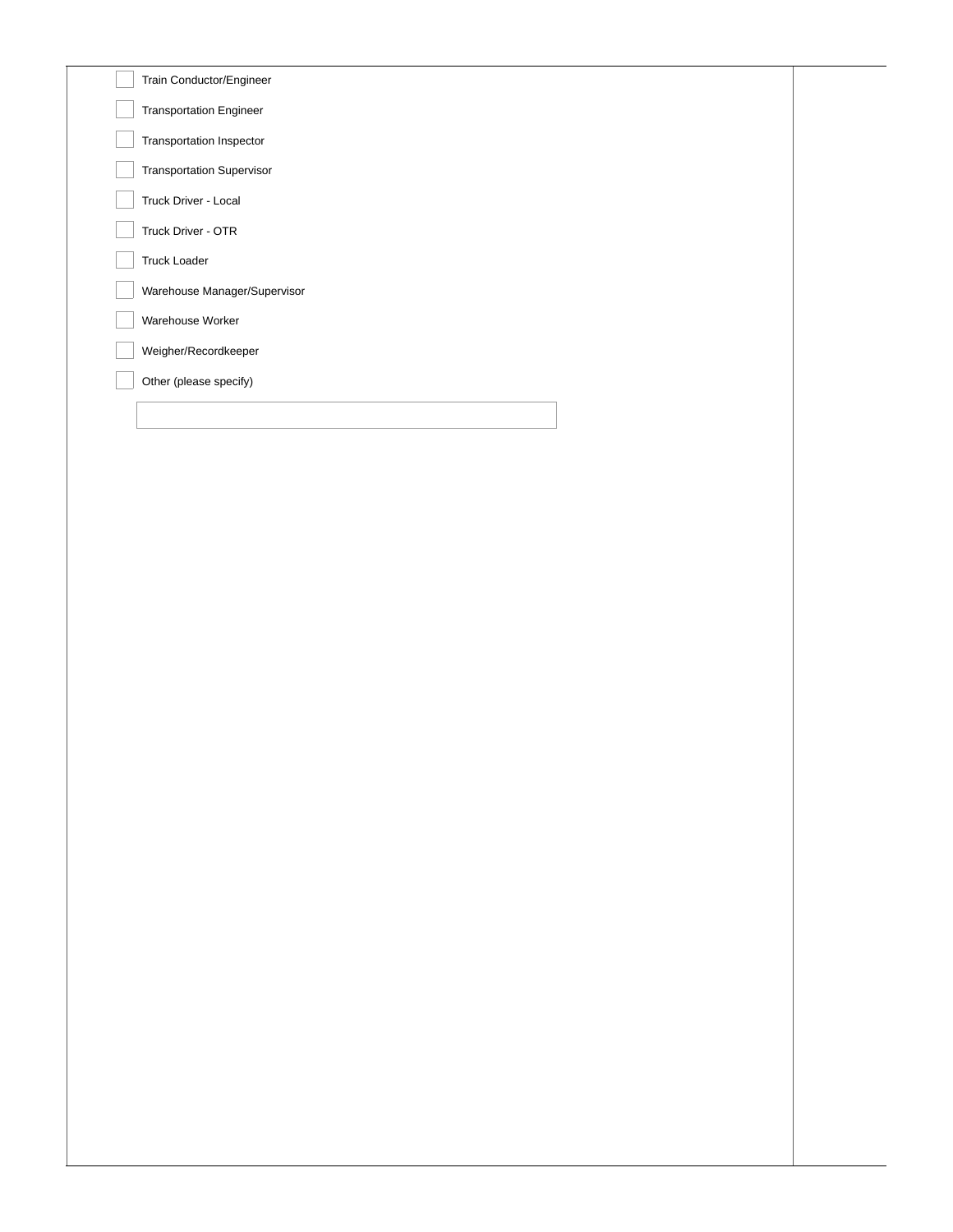- [ ] Train Conductor/Engineer
- [ ] Transportation Engineer
- [ ] Transportation Inspector
- [ ] Transportation Supervisor
- [ ] Truck Driver - Local
- [ ] Truck Driver - OTR
- [ ] Truck Loader
- [ ] Warehouse Manager/Supervisor
- [ ] Warehouse Worker
- [ ] Weigher/Recordkeeper
- [ ] Other (please specify)

\_\_\_\_\_\_\_\_\_\_\_\_\_\_\_\_\_\_\_\_\_\_\_\_\_\_\_\_\_\_\_\_\_\_\_\_\_\_\_\_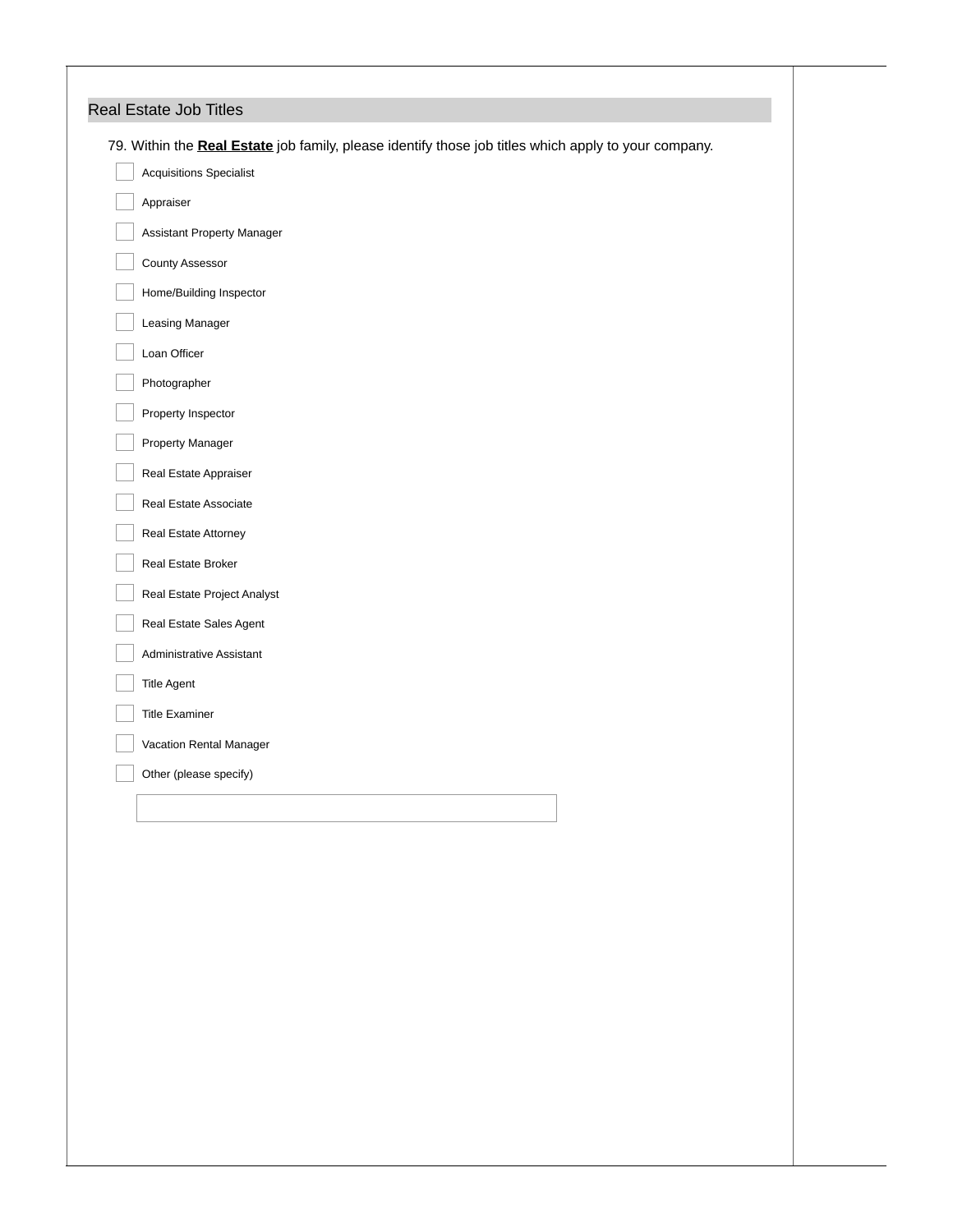## Real Estate Job Titles

79. Within the **Real Estate** job family, please identify those job titles which apply to your company.

- [ ] Acquisitions Specialist
- [ ] Appraiser
- [ ] Assistant Property Manager
- [ ] County Assessor
- [ ] Home/Building Inspector
- [ ] Leasing Manager
- [ ] Loan Officer
- [ ] Photographer
- [ ] Property Inspector
- [ ] Property Manager
- [ ] Real Estate Appraiser
- [ ] Real Estate Associate
- [ ] Real Estate Attorney
- [ ] Real Estate Broker
- [ ] Real Estate Project Analyst
- [ ] Real Estate Sales Agent
- [ ] Administrative Assistant
- [ ] Title Agent
- [ ] Title Examiner
- [ ] Vacation Rental Manager
- [ ] Other (please specify)

______________________________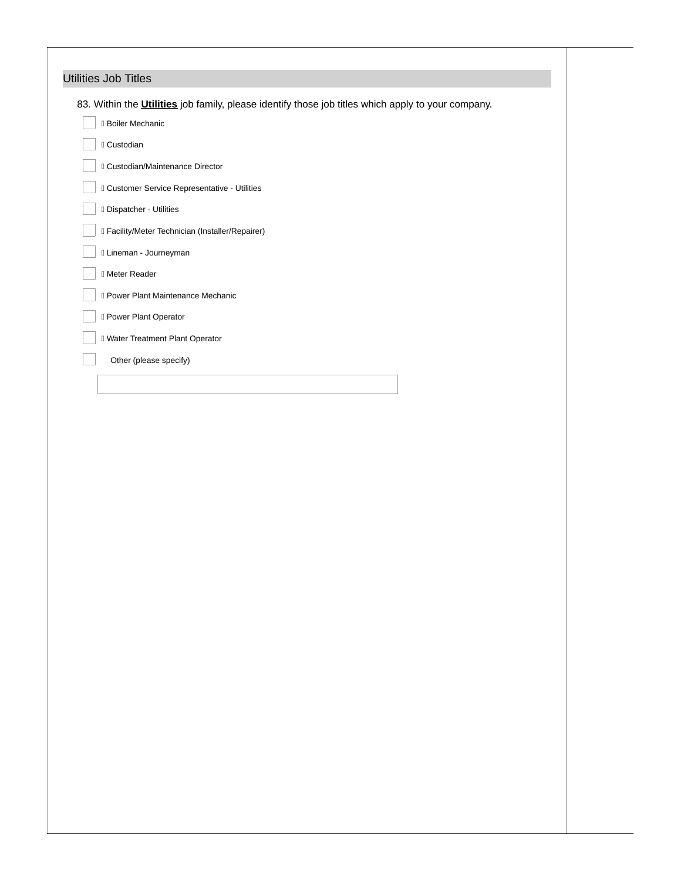## Utilities Job Titles

83. Within the **Utilities** job family, please identify those job titles which apply to your company.

- [ ] Boiler Mechanic
- [ ] Custodian
- [ ] Custodian/Maintenance Director
- [ ] Customer Service Representative - Utilities
- [ ] Dispatcher - Utilities
- [ ] Facility/Meter Technician (Installer/Repairer)
- [ ] Lineman - Journeyman
- [ ] Meter Reader
- [ ] Power Plant Maintenance Mechanic
- [ ] Power Plant Operator
- [ ] Water Treatment Plant Operator
- [ ] Other (please specify)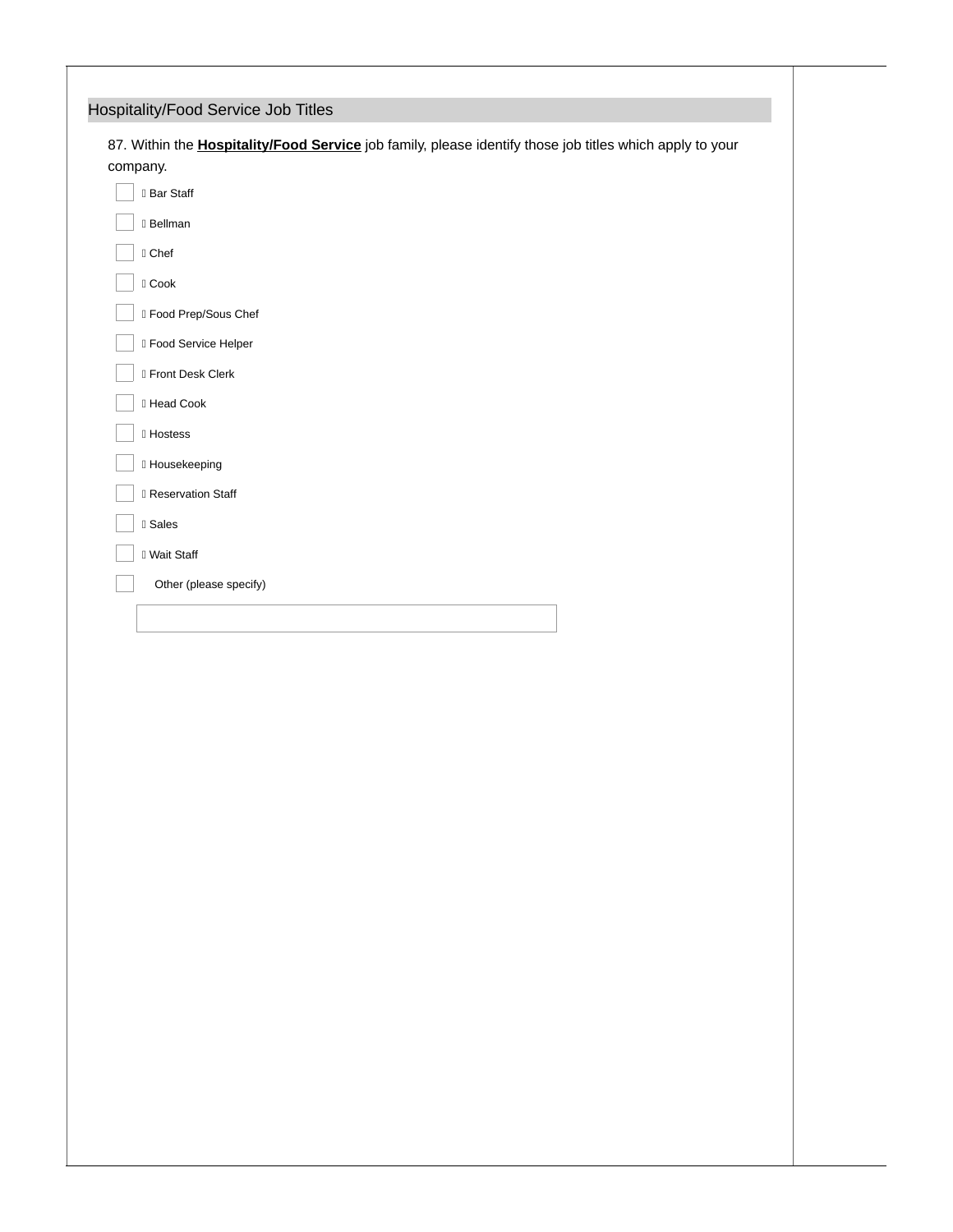## Hospitality/Food Service Job Titles

87. Within the **Hospitality/Food Service** job family, please identify those job titles which apply to your company.

- [ ] Bar Staff
- [ ] Bellman
- [ ] Chef
- [ ] Cook
- [ ] Food Prep/Sous Chef
- [ ] Food Service Helper
- [ ] Front Desk Clerk
- [ ] Head Cook
- [ ] Hostess
- [ ] Housekeeping
- [ ] Reservation Staff
- [ ] Sales
- [ ] Wait Staff
- [ ] Other (please specify)

\_\_\_\_\_\_\_\_\_\_\_\_\_\_\_\_\_\_\_\_\_\_\_\_\_\_\_\_\_\_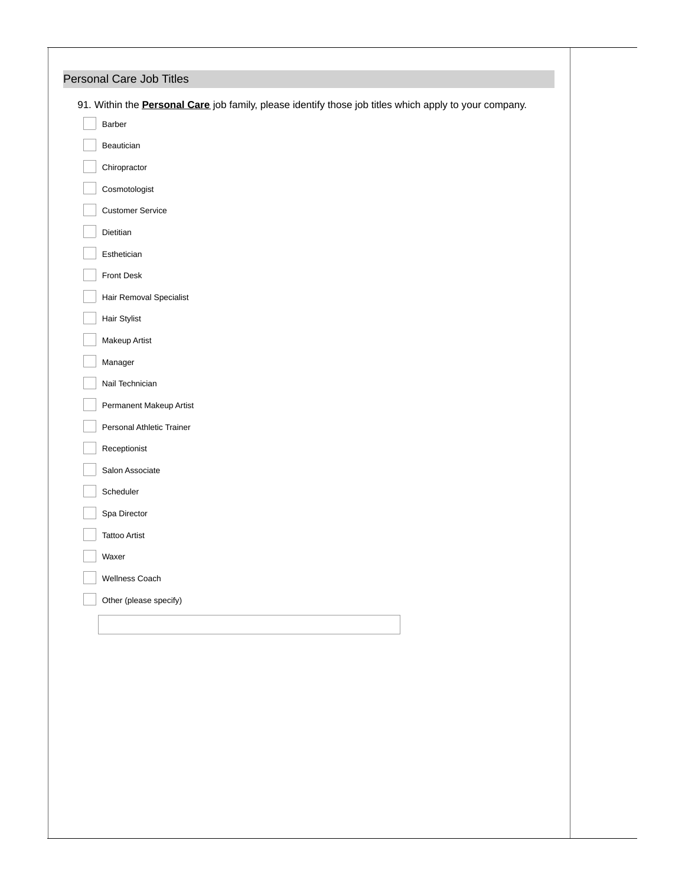## Personal Care Job Titles

91. Within the **Personal Care** job family, please identify those job titles which apply to your company.

- [ ] Barber
- [ ] Beautician
- [ ] Chiropractor
- [ ] Cosmotologist
- [ ] Customer Service
- [ ] Dietitian
- [ ] Esthetician
- [ ] Front Desk
- [ ] Hair Removal Specialist
- [ ] Hair Stylist
- [ ] Makeup Artist
- [ ] Manager
- [ ] Nail Technician
- [ ] Permanent Makeup Artist
- [ ] Personal Athletic Trainer
- [ ] Receptionist
- [ ] Salon Associate
- [ ] Scheduler
- [ ] Spa Director
- [ ] Tattoo Artist
- [ ] Waxer
- [ ] Wellness Coach
- [ ] Other (please specify)

______________________________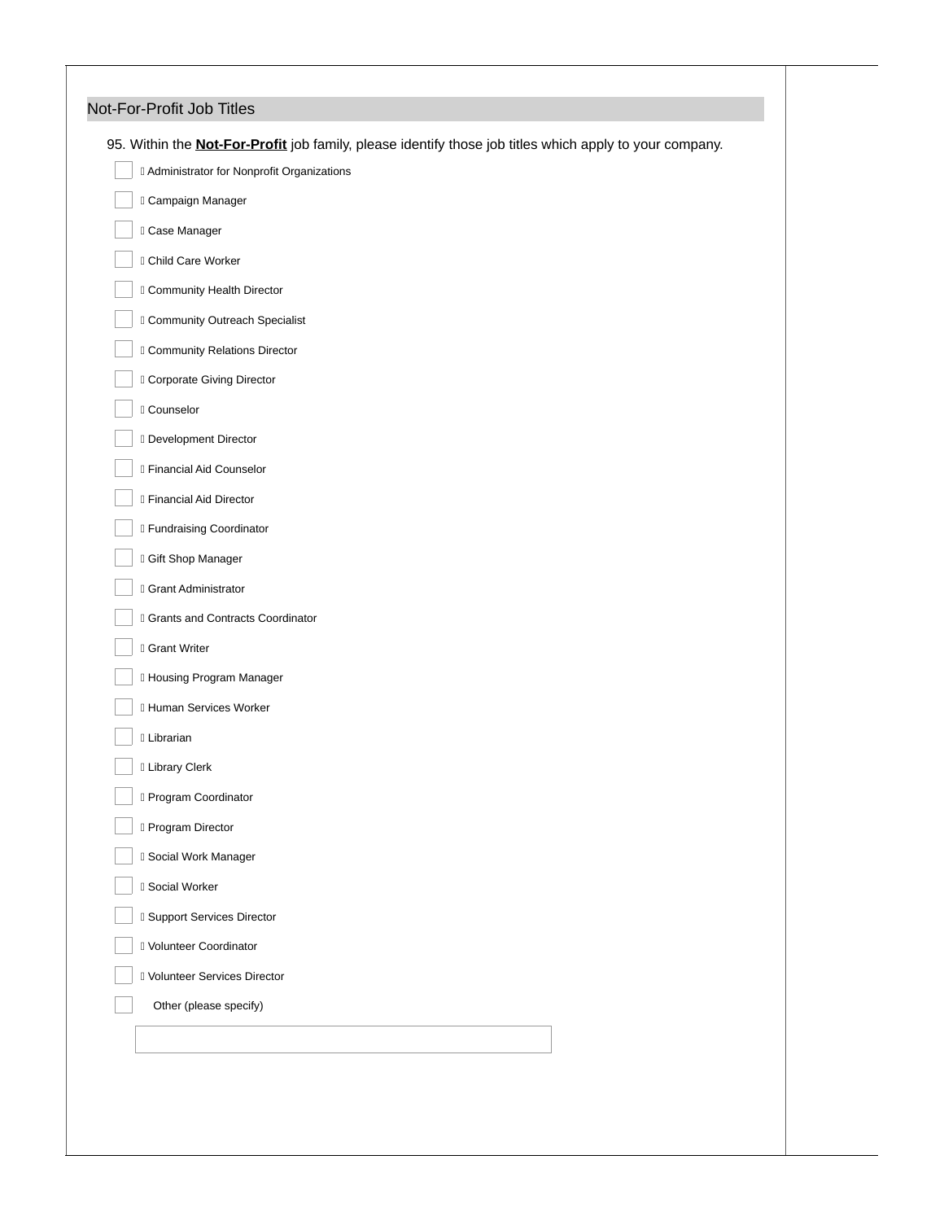## Not-For-Profit Job Titles

95. Within the **Not-For-Profit** job family, please identify those job titles which apply to your company.

- [ ] Administrator for Nonprofit Organizations
- [ ] Campaign Manager
- [ ] Case Manager
- [ ] Child Care Worker
- [ ] Community Health Director
- [ ] Community Outreach Specialist
- [ ] Community Relations Director
- [ ] Corporate Giving Director
- [ ] Counselor
- [ ] Development Director
- [ ] Financial Aid Counselor
- [ ] Financial Aid Director
- [ ] Fundraising Coordinator
- [ ] Gift Shop Manager
- [ ] Grant Administrator
- [ ] Grants and Contracts Coordinator
- [ ] Grant Writer
- [ ] Housing Program Manager
- [ ] Human Services Worker
- [ ] Librarian
- [ ] Library Clerk
- [ ] Program Coordinator
- [ ] Program Director
- [ ] Social Work Manager
- [ ] Social Worker
- [ ] Support Services Director
- [ ] Volunteer Coordinator
- [ ] Volunteer Services Director
- [ ] Other (please specify)

\_\_\_\_\_\_\_\_\_\_\_\_\_\_\_\_\_\_\_\_\_\_\_\_\_\_\_\_\_\_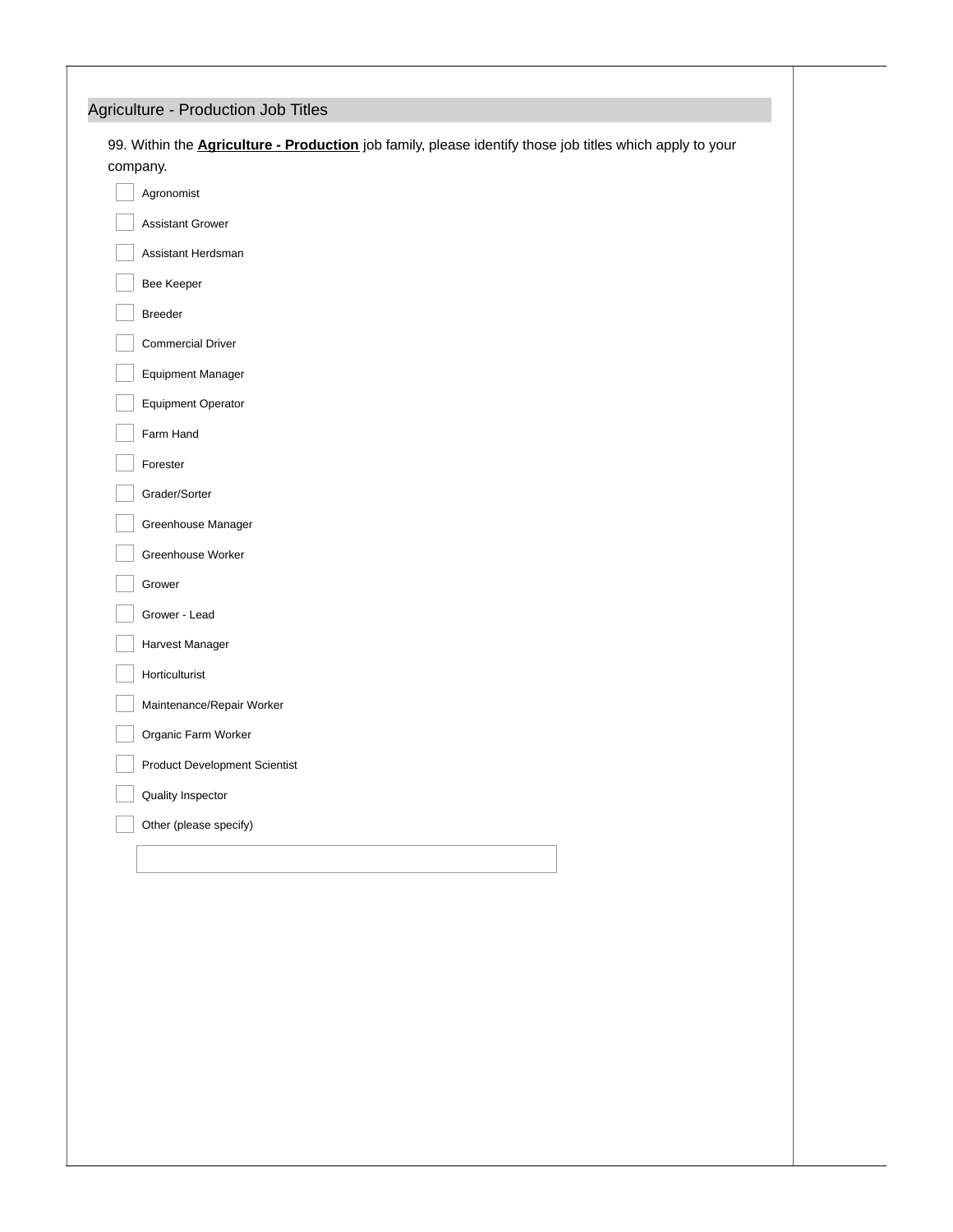## Agriculture - Production Job Titles

99. Within the **Agriculture - Production** job family, please identify those job titles which apply to your company.

- [ ] Agronomist
- [ ] Assistant Grower
- [ ] Assistant Herdsman
- [ ] Bee Keeper
- [ ] Breeder
- [ ] Commercial Driver
- [ ] Equipment Manager
- [ ] Equipment Operator
- [ ] Farm Hand
- [ ] Forester
- [ ] Grader/Sorter
- [ ] Greenhouse Manager
- [ ] Greenhouse Worker
- [ ] Grower
- [ ] Grower - Lead
- [ ] Harvest Manager
- [ ] Horticulturist
- [ ] Maintenance/Repair Worker
- [ ] Organic Farm Worker
- [ ] Product Development Scientist
- [ ] Quality Inspector
- [ ] Other (please specify)

\_\_\_\_\_\_\_\_\_\_\_\_\_\_\_\_\_\_\_\_\_\_\_\_\_\_\_\_\_\_\_\_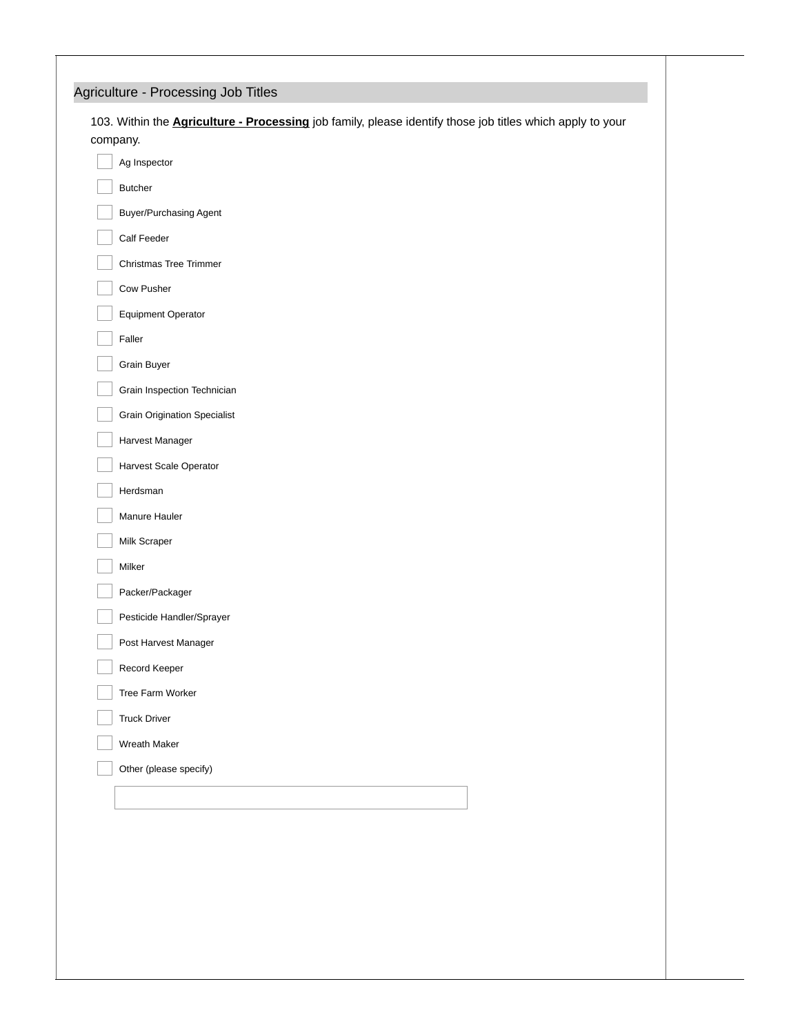## Agriculture - Processing Job Titles

103. Within the **Agriculture - Processing** job family, please identify those job titles which apply to your company.

- [ ] Ag Inspector
- [ ] Butcher
- [ ] Buyer/Purchasing Agent
- [ ] Calf Feeder
- [ ] Christmas Tree Trimmer
- [ ] Cow Pusher
- [ ] Equipment Operator
- [ ] Faller
- [ ] Grain Buyer
- [ ] Grain Inspection Technician
- [ ] Grain Origination Specialist
- [ ] Harvest Manager
- [ ] Harvest Scale Operator
- [ ] Herdsman
- [ ] Manure Hauler
- [ ] Milk Scraper
- [ ] Milker
- [ ] Packer/Packager
- [ ] Pesticide Handler/Sprayer
- [ ] Post Harvest Manager
- [ ] Record Keeper
- [ ] Tree Farm Worker
- [ ] Truck Driver
- [ ] Wreath Maker
- [ ] Other (please specify)

______________________________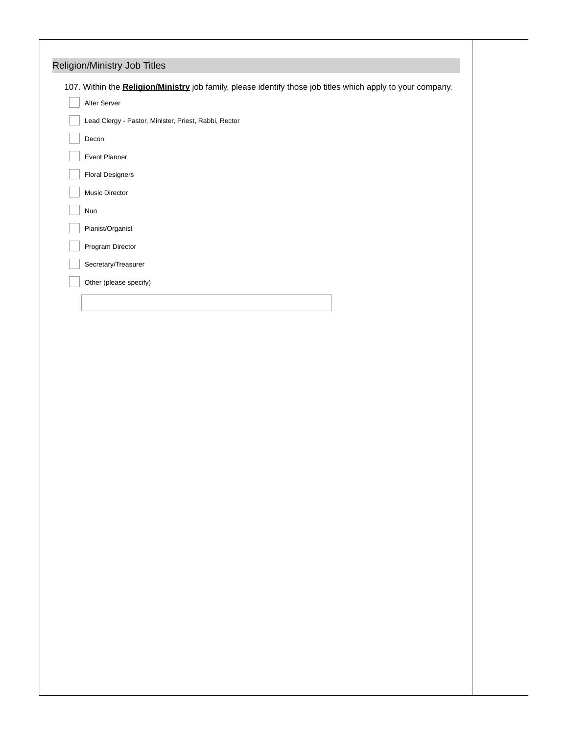## Religion/Ministry Job Titles

107. Within the **Religion/Ministry** job family, please identify those job titles which apply to your company.

- [ ] Alter Server
- [ ] Lead Clergy - Pastor, Minister, Priest, Rabbi, Rector
- [ ] Decon
- [ ] Event Planner
- [ ] Floral Designers
- [ ] Music Director
- [ ] Nun
- [ ] Pianist/Organist
- [ ] Program Director
- [ ] Secretary/Treasurer
- [ ] Other (please specify)

________________________________________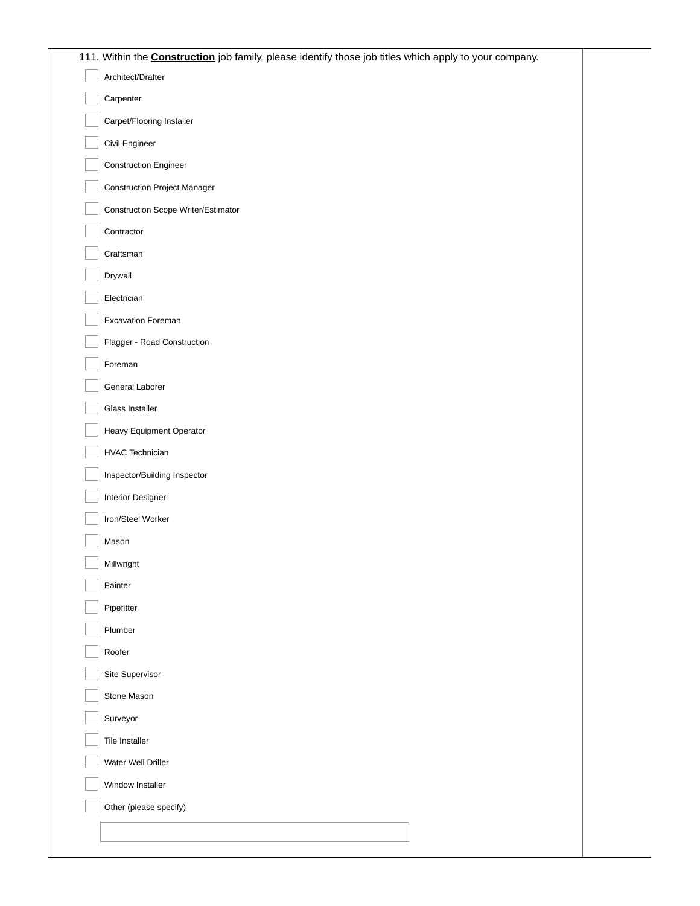111. Within the **Construction** job family, please identify those job titles which apply to your company.

- [ ] Architect/Drafter
- [ ] Carpenter
- [ ] Carpet/Flooring Installer
- [ ] Civil Engineer
- [ ] Construction Engineer
- [ ] Construction Project Manager
- [ ] Construction Scope Writer/Estimator
- [ ] Contractor
- [ ] Craftsman
- [ ] Drywall
- [ ] Electrician
- [ ] Excavation Foreman
- [ ] Flagger - Road Construction
- [ ] Foreman
- [ ] General Laborer
- [ ] Glass Installer
- [ ] Heavy Equipment Operator
- [ ] HVAC Technician
- [ ] Inspector/Building Inspector
- [ ] Interior Designer
- [ ] Iron/Steel Worker
- [ ] Mason
- [ ] Millwright
- [ ] Painter
- [ ] Pipefitter
- [ ] Plumber
- [ ] Roofer
- [ ] Site Supervisor
- [ ] Stone Mason
- [ ] Surveyor
- [ ] Tile Installer
- [ ] Water Well Driller
- [ ] Window Installer
- [ ] Other (please specify)

______________________________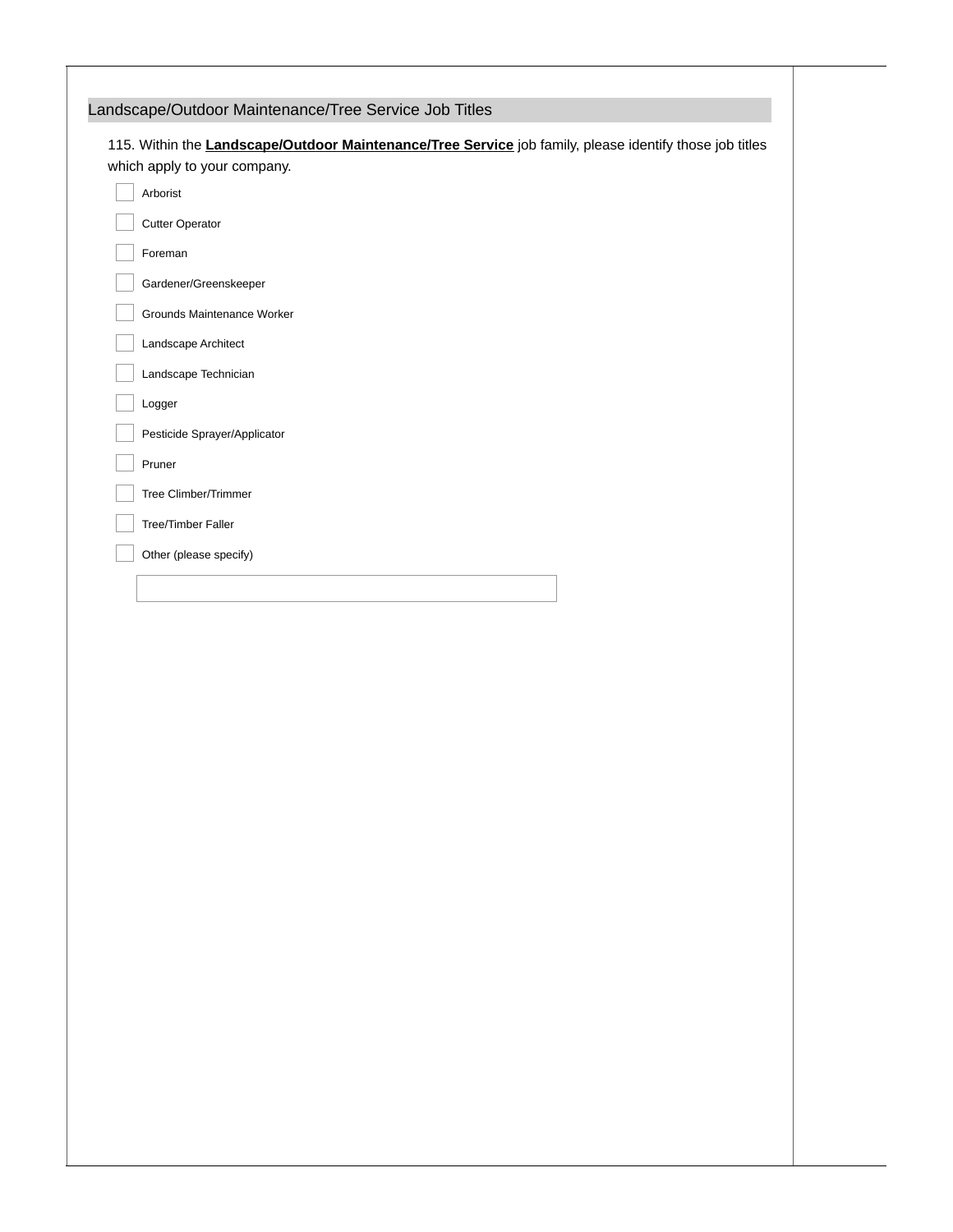## Landscape/Outdoor Maintenance/Tree Service Job Titles

115. Within the **Landscape/Outdoor Maintenance/Tree Service** job family, please identify those job titles which apply to your company.

- [ ] Arborist
- [ ] Cutter Operator
- [ ] Foreman
- [ ] Gardener/Greenskeeper
- [ ] Grounds Maintenance Worker
- [ ] Landscape Architect
- [ ] Landscape Technician
- [ ] Logger
- [ ] Pesticide Sprayer/Applicator
- [ ] Pruner
- [ ] Tree Climber/Trimmer
- [ ] Tree/Timber Faller
- [ ] Other (please specify)

\_\_\_\_\_\_\_\_\_\_\_\_\_\_\_\_\_\_\_\_\_\_\_\_\_\_\_\_\_\_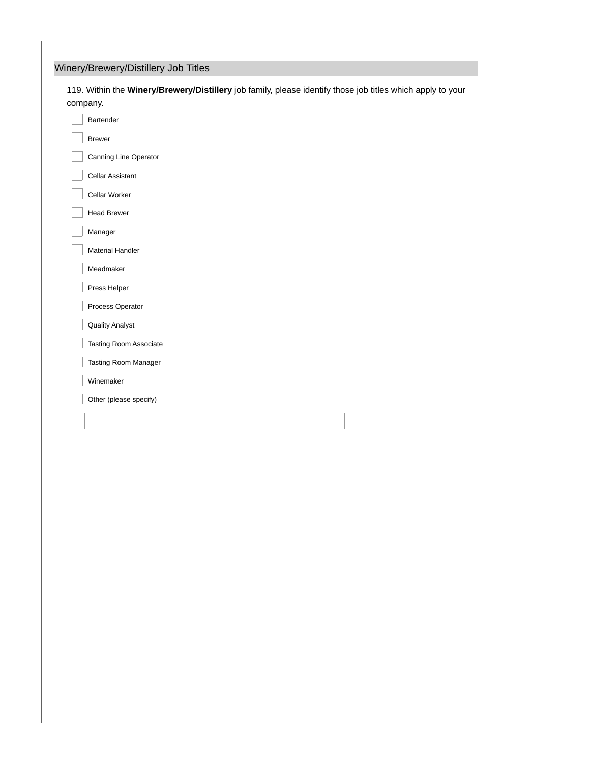## Winery/Brewery/Distillery Job Titles

119. Within the **<u>Winery/Brewery/Distillery</u>** job family, please identify those job titles which apply to your company.

- [ ] Bartender
- [ ] Brewer
- [ ] Canning Line Operator
- [ ] Cellar Assistant
- [ ] Cellar Worker
- [ ] Head Brewer
- [ ] Manager
- [ ] Material Handler
- [ ] Meadmaker
- [ ] Press Helper
- [ ] Process Operator
- [ ] Quality Analyst
- [ ] Tasting Room Associate
- [ ] Tasting Room Manager
- [ ] Winemaker
- [ ] Other (please specify)

\_\_\_\_\_\_\_\_\_\_\_\_\_\_\_\_\_\_\_\_\_\_\_\_\_\_\_\_\_\_\_\_\_\_\_\_\_\_\_\_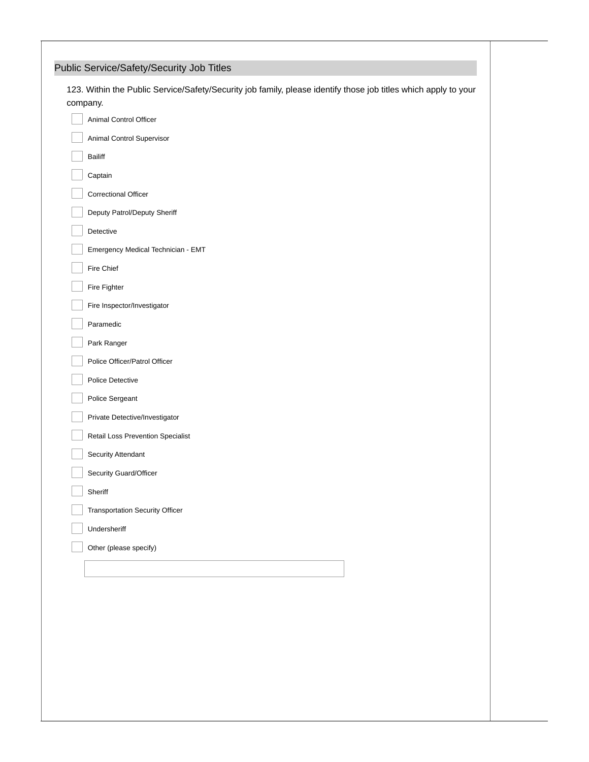## Public Service/Safety/Security Job Titles

123. Within the Public Service/Safety/Security job family, please identify those job titles which apply to your company.

- [ ] Animal Control Officer
- [ ] Animal Control Supervisor
- [ ] Bailiff
- [ ] Captain
- [ ] Correctional Officer
- [ ] Deputy Patrol/Deputy Sheriff
- [ ] Detective
- [ ] Emergency Medical Technician - EMT
- [ ] Fire Chief
- [ ] Fire Fighter
- [ ] Fire Inspector/Investigator
- [ ] Paramedic
- [ ] Park Ranger
- [ ] Police Officer/Patrol Officer
- [ ] Police Detective
- [ ] Police Sergeant
- [ ] Private Detective/Investigator
- [ ] Retail Loss Prevention Specialist
- [ ] Security Attendant
- [ ] Security Guard/Officer
- [ ] Sheriff
- [ ] Transportation Security Officer
- [ ] Undersheriff
- [ ] Other (please specify)

\_\_\_\_\_\_\_\_\_\_\_\_\_\_\_\_\_\_\_\_\_\_\_\_\_\_\_\_\_\_